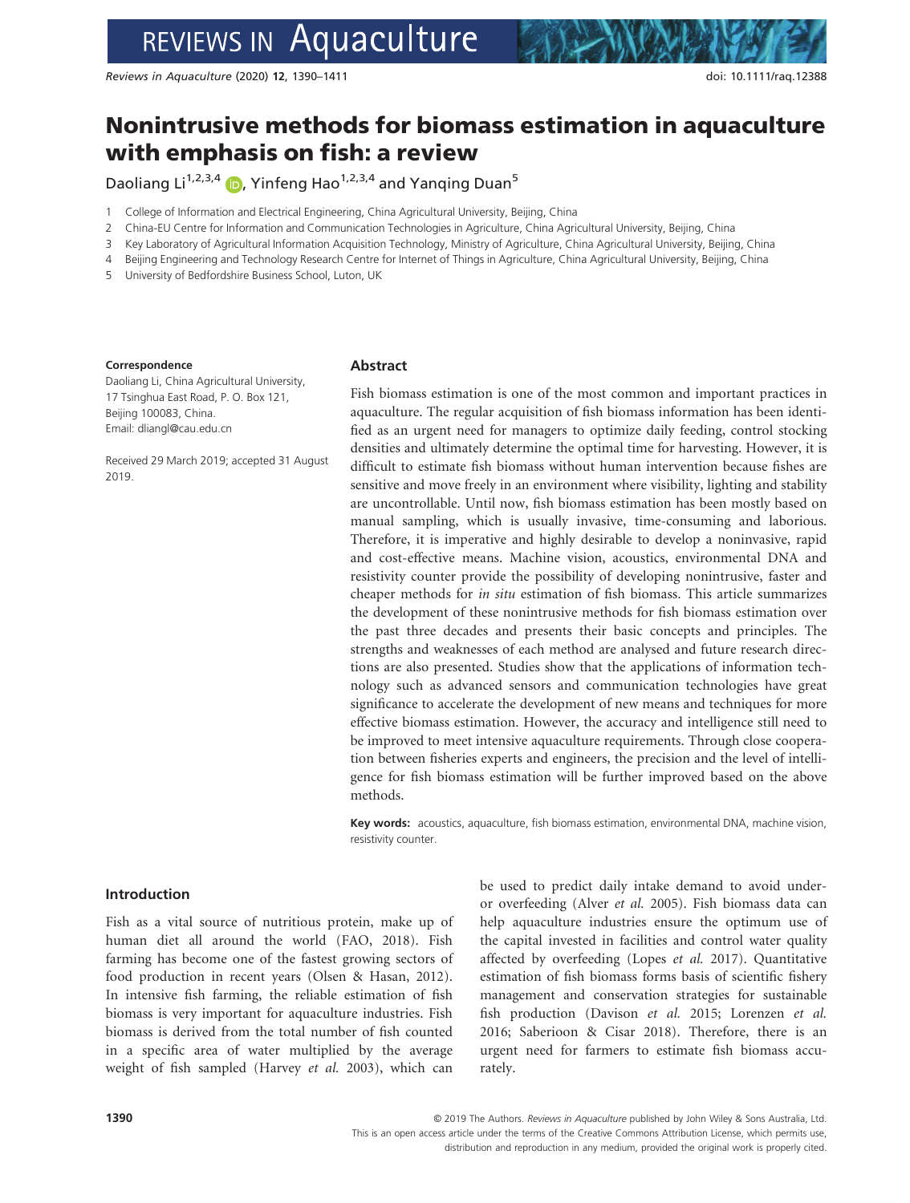# Nonintrusive methods for biomass estimation in aquaculture with emphasis on fish: a review

Daoliang Li[1,2,3,4], Yinfeng Hao[1,2,3,4] and Yanqing Duan[5]

1 College of Information and Electrical Engineering, China Agricultural University, Beijing, China
2 China-EU Centre for Information and Communication Technologies in Agriculture, China Agricultural University, Beijing, China
3 Key Laboratory of Agricultural Information Acquisition Technology, Ministry of Agriculture, China Agricultural University, Beijing, China
4 Beijing Engineering and Technology Research Centre for Internet of Things in Agriculture, China Agricultural University, Beijing, China
5 University of Bedfordshire Business School, Luton, UK

**Correspondence**
Daoliang Li, China Agricultural University, 17 Tsinghua East Road, P. O. Box 121, Beijing 100083, China.
Email: dliangl@cau.edu.cn

Received 29 March 2019; accepted 31 August 2019.

## Abstract

Fish biomass estimation is one of the most common and important practices in aquaculture. The regular acquisition of fish biomass information has been identified as an urgent need for managers to optimize daily feeding, control stocking densities and ultimately determine the optimal time for harvesting. However, it is difficult to estimate fish biomass without human intervention because fishes are sensitive and move freely in an environment where visibility, lighting and stability are uncontrollable. Until now, fish biomass estimation has been mostly based on manual sampling, which is usually invasive, time-consuming and laborious. Therefore, it is imperative and highly desirable to develop a noninvasive, rapid and cost-effective means. Machine vision, acoustics, environmental DNA and resistivity counter provide the possibility of developing nonintrusive, faster and cheaper methods for *in situ* estimation of fish biomass. This article summarizes the development of these nonintrusive methods for fish biomass estimation over the past three decades and presents their basic concepts and principles. The strengths and weaknesses of each method are analysed and future research directions are also presented. Studies show that the applications of information technology such as advanced sensors and communication technologies have great significance to accelerate the development of new means and techniques for more effective biomass estimation. However, the accuracy and intelligence still need to be improved to meet intensive aquaculture requirements. Through close cooperation between fisheries experts and engineers, the precision and the level of intelligence for fish biomass estimation will be further improved based on the above methods.

**Key words:** acoustics, aquaculture, fish biomass estimation, environmental DNA, machine vision, resistivity counter.

## Introduction

Fish as a vital source of nutritious protein, make up of human diet all around the world (FAO, 2018). Fish farming has become one of the fastest growing sectors of food production in recent years (Olsen & Hasan, 2012). In intensive fish farming, the reliable estimation of fish biomass is very important for aquaculture industries. Fish biomass is derived from the total number of fish counted in a specific area of water multiplied by the average weight of fish sampled (Harvey *et al.* 2003), which can be used to predict daily intake demand to avoid under- or overfeeding (Alver *et al.* 2005). Fish biomass data can help aquaculture industries ensure the optimum use of the capital invested in facilities and control water quality affected by overfeeding (Lopes *et al.* 2017). Quantitative estimation of fish biomass forms basis of scientific fishery management and conservation strategies for sustainable fish production (Davison *et al.* 2015; Lorenzen *et al.* 2016; Saberioon & Cisar 2018). Therefore, there is an urgent need for farmers to estimate fish biomass accurately.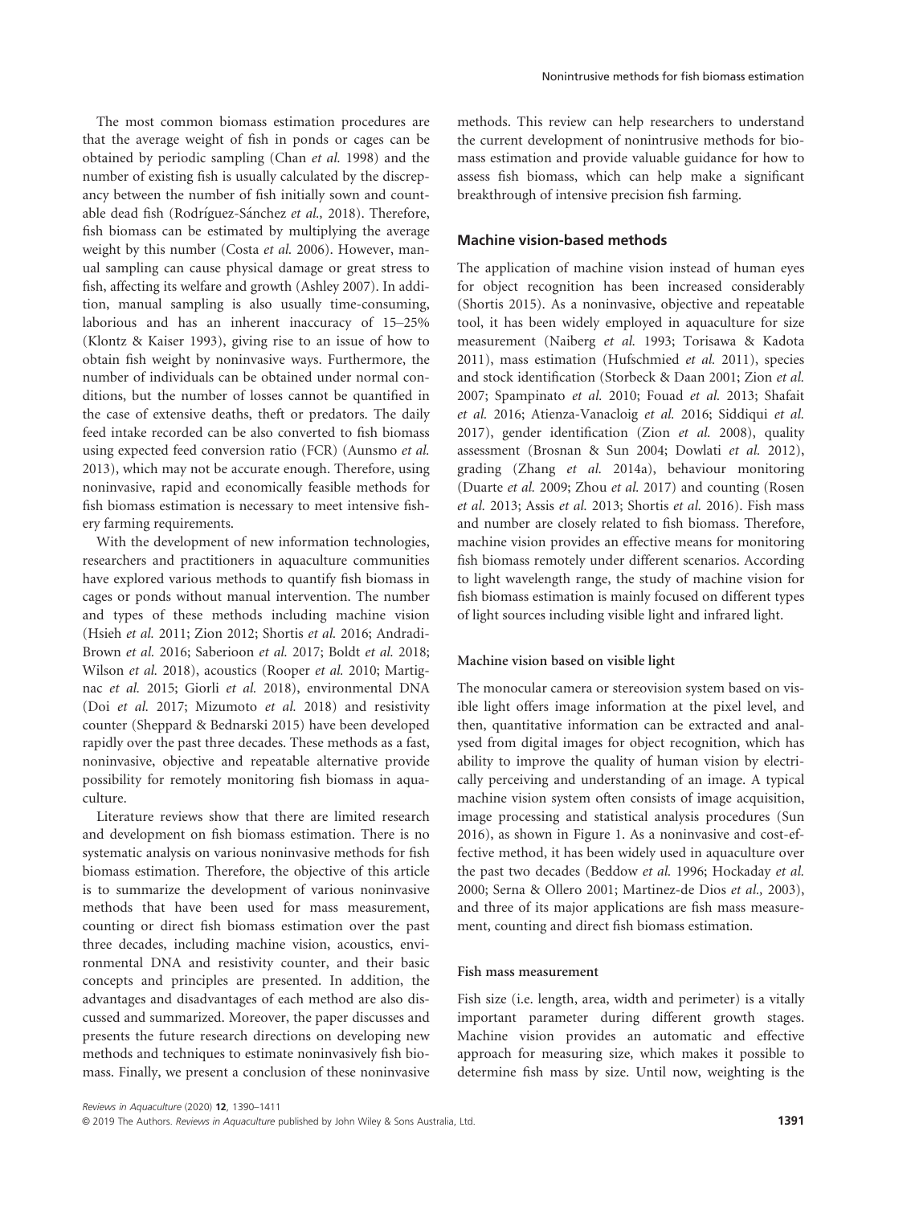The most common biomass estimation procedures are that the average weight of fish in ponds or cages can be obtained by periodic sampling (Chan *et al.* 1998) and the number of existing fish is usually calculated by the discrepancy between the number of fish initially sown and countable dead fish (Rodríguez-Sánchez *et al.,* 2018). Therefore, fish biomass can be estimated by multiplying the average weight by this number (Costa *et al.* 2006). However, manual sampling can cause physical damage or great stress to fish, affecting its welfare and growth (Ashley 2007). In addition, manual sampling is also usually time-consuming, laborious and has an inherent inaccuracy of 15–25% (Klontz & Kaiser 1993), giving rise to an issue of how to obtain fish weight by noninvasive ways. Furthermore, the number of individuals can be obtained under normal conditions, but the number of losses cannot be quantified in the case of extensive deaths, theft or predators. The daily feed intake recorded can be also converted to fish biomass using expected feed conversion ratio (FCR) (Aunsmo *et al.* 2013), which may not be accurate enough. Therefore, using noninvasive, rapid and economically feasible methods for fish biomass estimation is necessary to meet intensive fishery farming requirements.

With the development of new information technologies, researchers and practitioners in aquaculture communities have explored various methods to quantify fish biomass in cages or ponds without manual intervention. The number and types of these methods including machine vision (Hsieh *et al.* 2011; Zion 2012; Shortis *et al.* 2016; Andradi-Brown *et al.* 2016; Saberioon *et al.* 2017; Boldt *et al.* 2018; Wilson *et al.* 2018), acoustics (Rooper *et al.* 2010; Martignac *et al.* 2015; Giorli *et al.* 2018), environmental DNA (Doi *et al.* 2017; Mizumoto *et al.* 2018) and resistivity counter (Sheppard & Bednarski 2015) have been developed rapidly over the past three decades. These methods as a fast, noninvasive, objective and repeatable alternative provide possibility for remotely monitoring fish biomass in aquaculture.

Literature reviews show that there are limited research and development on fish biomass estimation. There is no systematic analysis on various noninvasive methods for fish biomass estimation. Therefore, the objective of this article is to summarize the development of various noninvasive methods that have been used for mass measurement, counting or direct fish biomass estimation over the past three decades, including machine vision, acoustics, environmental DNA and resistivity counter, and their basic concepts and principles are presented. In addition, the advantages and disadvantages of each method are also discussed and summarized. Moreover, the paper discusses and presents the future research directions on developing new methods and techniques to estimate noninvasively fish biomass. Finally, we present a conclusion of these noninvasive methods. This review can help researchers to understand the current development of nonintrusive methods for biomass estimation and provide valuable guidance for how to assess fish biomass, which can help make a significant breakthrough of intensive precision fish farming.

## Machine vision-based methods

The application of machine vision instead of human eyes for object recognition has been increased considerably (Shortis 2015). As a noninvasive, objective and repeatable tool, it has been widely employed in aquaculture for size measurement (Naiberg *et al.* 1993; Torisawa & Kadota 2011), mass estimation (Hufschmied *et al.* 2011), species and stock identification (Storbeck & Daan 2001; Zion *et al.* 2007; Spampinato *et al.* 2010; Fouad *et al.* 2013; Shafait *et al.* 2016; Atienza-Vanacloig *et al.* 2016; Siddiqui *et al.* 2017), gender identification (Zion *et al.* 2008), quality assessment (Brosnan & Sun 2004; Dowlati *et al.* 2012), grading (Zhang *et al.* 2014a), behaviour monitoring (Duarte *et al.* 2009; Zhou *et al.* 2017) and counting (Rosen *et al.* 2013; Assis *et al.* 2013; Shortis *et al.* 2016). Fish mass and number are closely related to fish biomass. Therefore, machine vision provides an effective means for monitoring fish biomass remotely under different scenarios. According to light wavelength range, the study of machine vision for fish biomass estimation is mainly focused on different types of light sources including visible light and infrared light.

### Machine vision based on visible light

The monocular camera or stereovision system based on visible light offers image information at the pixel level, and then, quantitative information can be extracted and analysed from digital images for object recognition, which has ability to improve the quality of human vision by electrically perceiving and understanding of an image. A typical machine vision system often consists of image acquisition, image processing and statistical analysis procedures (Sun 2016), as shown in Figure 1. As a noninvasive and cost-effective method, it has been widely used in aquaculture over the past two decades (Beddow *et al.* 1996; Hockaday *et al.* 2000; Serna & Ollero 2001; Martinez-de Dios *et al.,* 2003), and three of its major applications are fish mass measurement, counting and direct fish biomass estimation.

#### Fish mass measurement

Fish size (i.e. length, area, width and perimeter) is a vitally important parameter during different growth stages. Machine vision provides an automatic and effective approach for measuring size, which makes it possible to determine fish mass by size. Until now, weighting is the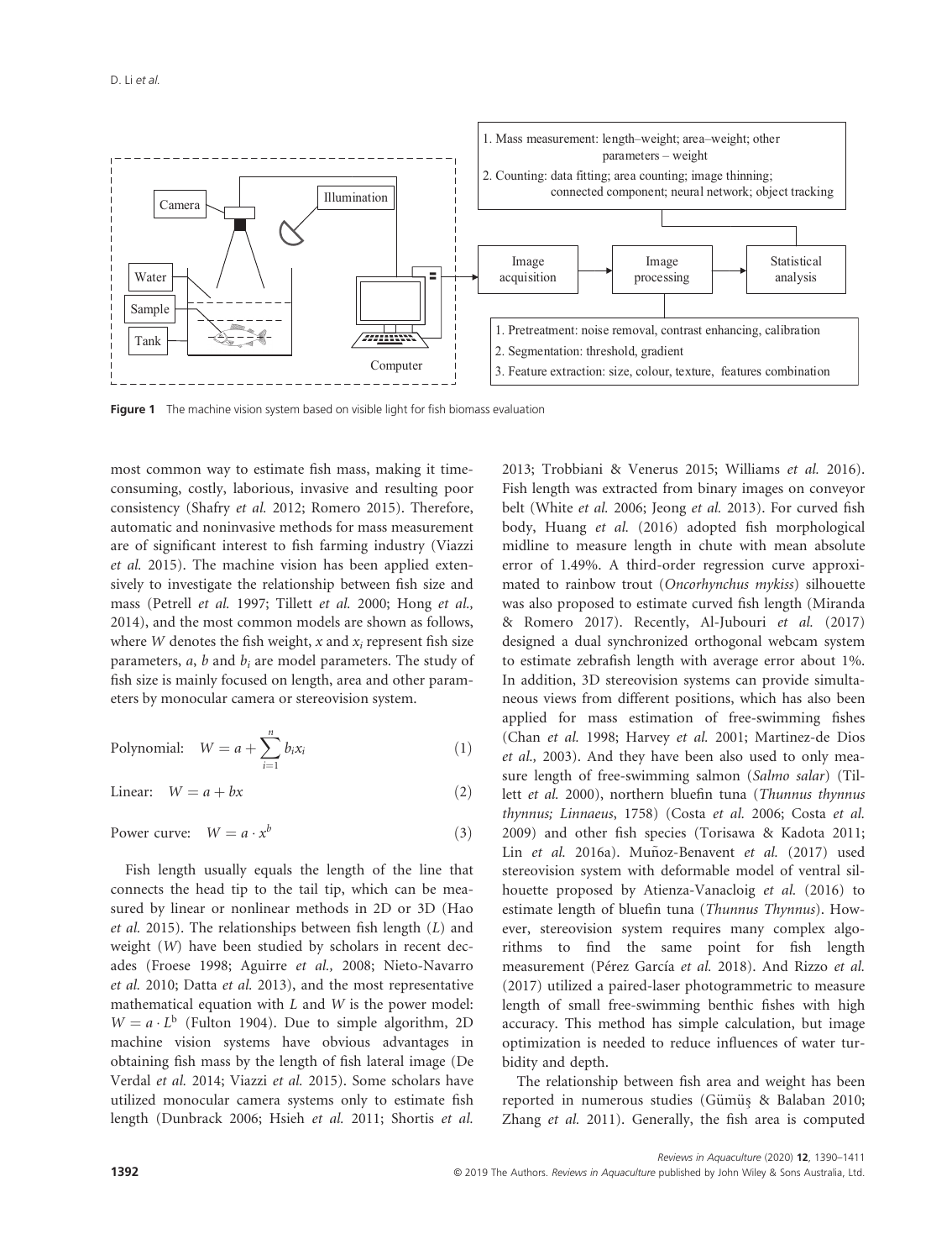**Figure 1** The machine vision system based on visible light for fish biomass evaluation

most common way to estimate fish mass, making it time-consuming, costly, laborious, invasive and resulting poor consistency (Shafry *et al.* 2012; Romero 2015). Therefore, automatic and noninvasive methods for mass measurement are of significant interest to fish farming industry (Viazzi *et al.* 2015). The machine vision has been applied extensively to investigate the relationship between fish size and mass (Petrell *et al.* 1997; Tillett *et al.* 2000; Hong *et al.*, 2014), and the most common models are shown as follows, where $W$ denotes the fish weight, $x$ and $x_i$ represent fish size parameters, $a$, $b$ and $b_i$ are model parameters. The study of fish size is mainly focused on length, area and other parameters by monocular camera or stereovision system.

$$\text{Polynomial:} \quad W = a + \sum_{i=1}^{n} b_i x_i \tag{1}$$

$$\text{Linear:} \quad W = a + bx \tag{2}$$

$$\text{Power curve:} \quad W = a \cdot x^b \tag{3}$$

Fish length usually equals the length of the line that connects the head tip to the tail tip, which can be measured by linear or nonlinear methods in 2D or 3D (Hao *et al.* 2015). The relationships between fish length ($L$) and weight ($W$) have been studied by scholars in recent decades (Froese 1998; Aguirre *et al.,* 2008; Nieto-Navarro *et al.* 2010; Datta *et al.* 2013), and the most representative mathematical equation with $L$ and $W$ is the power model: $W = a \cdot L^b$ (Fulton 1904). Due to simple algorithm, 2D machine vision systems have obvious advantages in obtaining fish mass by the length of fish lateral image (De Verdal *et al.* 2014; Viazzi *et al.* 2015). Some scholars have utilized monocular camera systems only to estimate fish length (Dunbrack 2006; Hsieh *et al.* 2011; Shortis *et al.* 2013; Trobbiani & Venerus 2015; Williams *et al.* 2016). Fish length was extracted from binary images on conveyor belt (White *et al.* 2006; Jeong *et al.* 2013). For curved fish body, Huang *et al.* (2016) adopted fish morphological midline to measure length in chute with mean absolute error of 1.49%. A third-order regression curve approximated to rainbow trout (*Oncorhynchus mykiss*) silhouette was also proposed to estimate curved fish length (Miranda & Romero 2017). Recently, Al-Jubouri *et al.* (2017) designed a dual synchronized orthogonal webcam system to estimate zebrafish length with average error about 1%. In addition, 3D stereovision systems can provide simultaneous views from different positions, which has also been applied for mass estimation of free-swimming fishes (Chan *et al.* 1998; Harvey *et al.* 2001; Martinez-de Dios *et al.,* 2003). And they have been also used to only measure length of free-swimming salmon (*Salmo salar*) (Tillett *et al.* 2000), northern bluefin tuna (*Thunnus thynnus thynnus; Linnaeus*, 1758) (Costa *et al.* 2006; Costa *et al.* 2009) and other fish species (Torisawa & Kadota 2011; Lin *et al.* 2016a). Muñoz-Benavent *et al.* (2017) used stereovision system with deformable model of ventral silhouette proposed by Atienza-Vanacloig *et al.* (2016) to estimate length of bluefin tuna (*Thunnus Thynnus*). However, stereovision system requires many complex algorithms to find the same point for fish length measurement (Pérez García *et al.* 2018). And Rizzo *et al.* (2017) utilized a paired-laser photogrammetric to measure length of small free-swimming benthic fishes with high accuracy. This method has simple calculation, but image optimization is needed to reduce influences of water turbidity and depth.

The relationship between fish area and weight has been reported in numerous studies (Gümüş & Balaban 2010; Zhang *et al.* 2011). Generally, the fish area is computed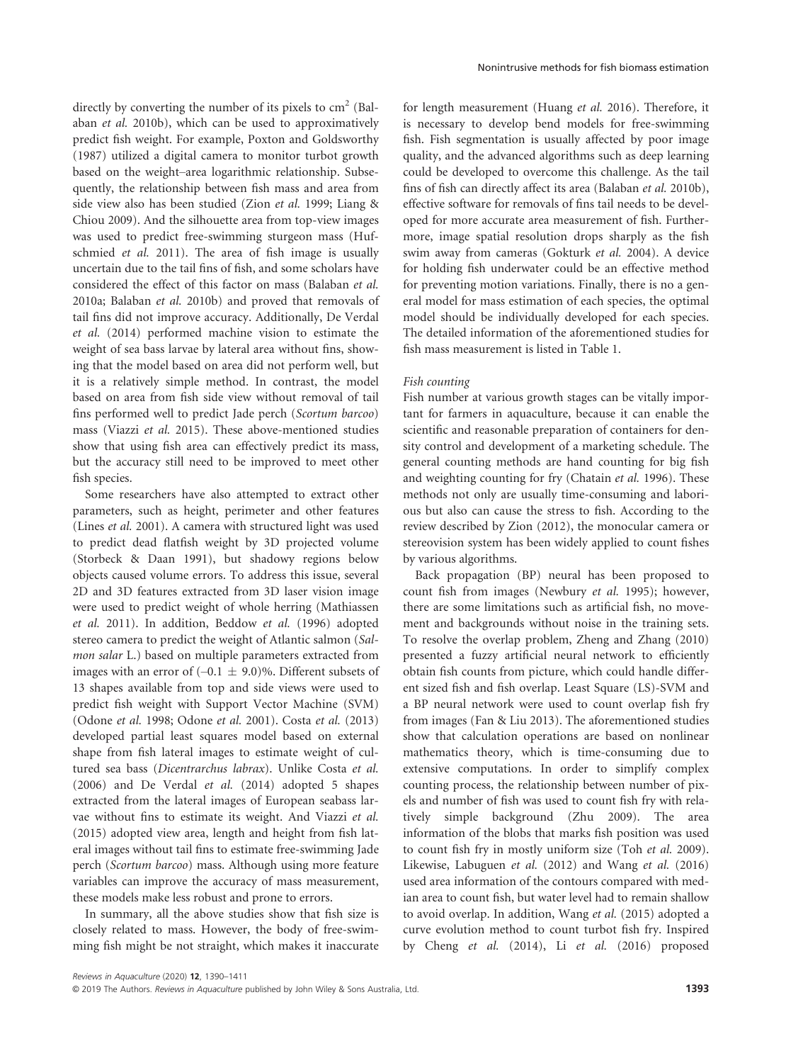directly by converting the number of its pixels to $cm^2$ (Balaban *et al.* 2010b), which can be used to approximatively predict fish weight. For example, Poxton and Goldsworthy (1987) utilized a digital camera to monitor turbot growth based on the weight–area logarithmic relationship. Subsequently, the relationship between fish mass and area from side view also has been studied (Zion *et al.* 1999; Liang & Chiou 2009). And the silhouette area from top-view images was used to predict free-swimming sturgeon mass (Hufschmied *et al.* 2011). The area of fish image is usually uncertain due to the tail fins of fish, and some scholars have considered the effect of this factor on mass (Balaban *et al.* 2010a; Balaban *et al.* 2010b) and proved that removals of tail fins did not improve accuracy. Additionally, De Verdal *et al.* (2014) performed machine vision to estimate the weight of sea bass larvae by lateral area without fins, showing that the model based on area did not perform well, but it is a relatively simple method. In contrast, the model based on area from fish side view without removal of tail fins performed well to predict Jade perch (*Scortum barcoo*) mass (Viazzi *et al.* 2015). These above-mentioned studies show that using fish area can effectively predict its mass, but the accuracy still need to be improved to meet other fish species.

Some researchers have also attempted to extract other parameters, such as height, perimeter and other features (Lines *et al.* 2001). A camera with structured light was used to predict dead flatfish weight by 3D projected volume (Storbeck & Daan 1991), but shadowy regions below objects caused volume errors. To address this issue, several 2D and 3D features extracted from 3D laser vision image were used to predict weight of whole herring (Mathiassen *et al.* 2011). In addition, Beddow *et al.* (1996) adopted stereo camera to predict the weight of Atlantic salmon (*Salmon salar* L.) based on multiple parameters extracted from images with an error of ($-0.1 \pm 9.0$)%. Different subsets of 13 shapes available from top and side views were used to predict fish weight with Support Vector Machine (SVM) (Odone *et al.* 1998; Odone *et al.* 2001). Costa *et al.* (2013) developed partial least squares model based on external shape from fish lateral images to estimate weight of cultured sea bass (*Dicentrarchus labrax*). Unlike Costa *et al.* (2006) and De Verdal *et al.* (2014) adopted 5 shapes extracted from the lateral images of European seabass larvae without fins to estimate its weight. And Viazzi *et al.* (2015) adopted view area, length and height from fish lateral images without tail fins to estimate free-swimming Jade perch (*Scortum barcoo*) mass. Although using more feature variables can improve the accuracy of mass measurement, these models make less robust and prone to errors.

In summary, all the above studies show that fish size is closely related to mass. However, the body of free-swimming fish might be not straight, which makes it inaccurate for length measurement (Huang *et al.* 2016). Therefore, it is necessary to develop bend models for free-swimming fish. Fish segmentation is usually affected by poor image quality, and the advanced algorithms such as deep learning could be developed to overcome this challenge. As the tail fins of fish can directly affect its area (Balaban *et al.* 2010b), effective software for removals of fins tail needs to be developed for more accurate area measurement of fish. Furthermore, image spatial resolution drops sharply as the fish swim away from cameras (Gokturk *et al.* 2004). A device for holding fish underwater could be an effective method for preventing motion variations. Finally, there is no a general model for mass estimation of each species, the optimal model should be individually developed for each species. The detailed information of the aforementioned studies for fish mass measurement is listed in Table 1.

### *Fish counting*

Fish number at various growth stages can be vitally important for farmers in aquaculture, because it can enable the scientific and reasonable preparation of containers for density control and development of a marketing schedule. The general counting methods are hand counting for big fish and weighting counting for fry (Chatain *et al.* 1996). These methods not only are usually time-consuming and laborious but also can cause the stress to fish. According to the review described by Zion (2012), the monocular camera or stereovision system has been widely applied to count fishes by various algorithms.

Back propagation (BP) neural has been proposed to count fish from images (Newbury *et al.* 1995); however, there are some limitations such as artificial fish, no movement and backgrounds without noise in the training sets. To resolve the overlap problem, Zheng and Zhang (2010) presented a fuzzy artificial neural network to efficiently obtain fish counts from picture, which could handle different sized fish and fish overlap. Least Square (LS)-SVM and a BP neural network were used to count overlap fish fry from images (Fan & Liu 2013). The aforementioned studies show that calculation operations are based on nonlinear mathematics theory, which is time-consuming due to extensive computations. In order to simplify complex counting process, the relationship between number of pixels and number of fish was used to count fish fry with relatively simple background (Zhu 2009). The area information of the blobs that marks fish position was used to count fish fry in mostly uniform size (Toh *et al.* 2009). Likewise, Labuguen *et al.* (2012) and Wang *et al.* (2016) used area information of the contours compared with median area to count fish, but water level had to remain shallow to avoid overlap. In addition, Wang *et al.* (2015) adopted a curve evolution method to count turbot fish fry. Inspired by Cheng *et al.* (2014), Li *et al.* (2016) proposed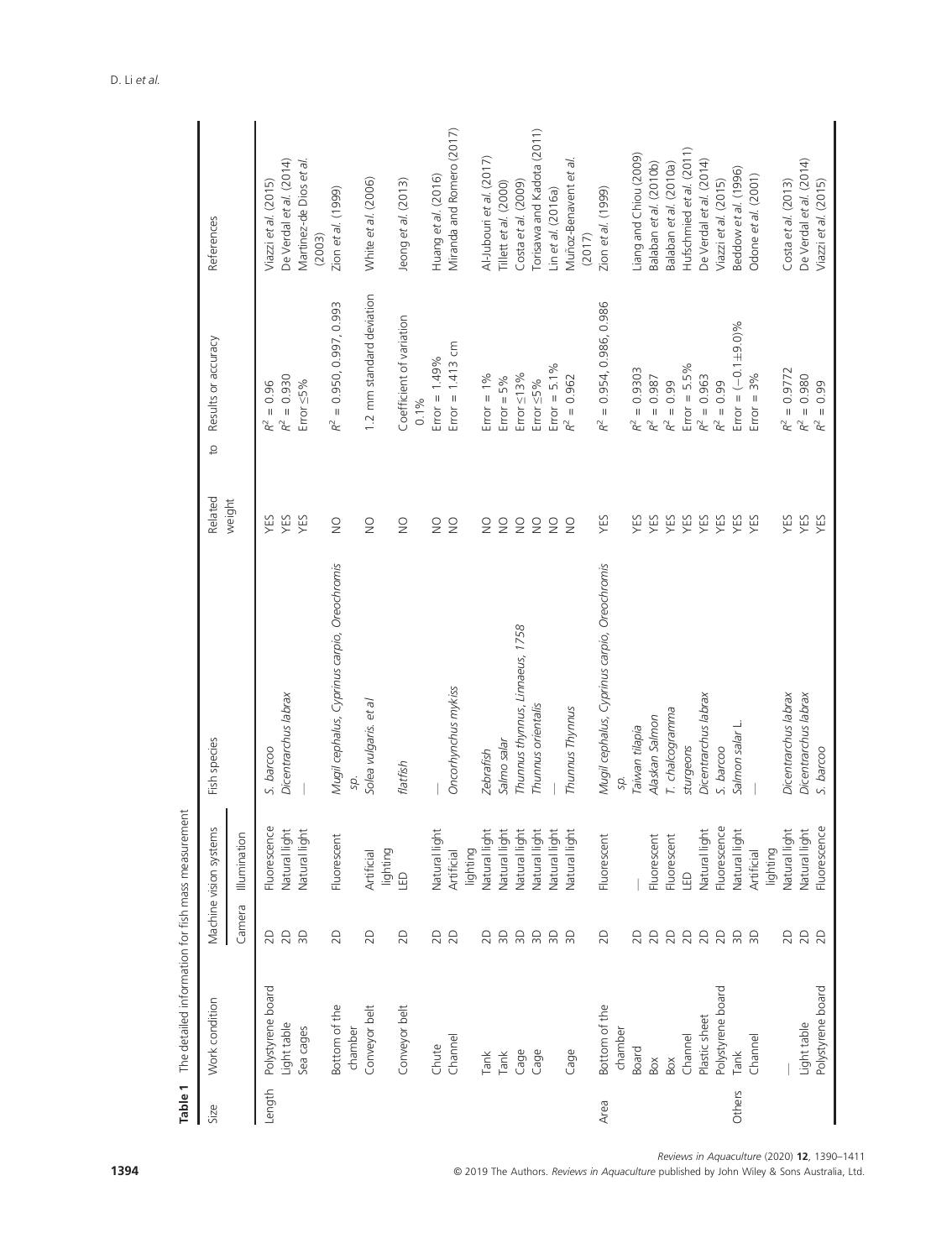**Table 1** The detailed information for fish mass measurement

| Size | Work condition | Machine vision systems | | Fish species | Related to weight | Results or accuracy | References |
|---|---|---|---|---|---|---|---|
| | | Camera | Illumination | | | | |
| Length | Polystyrene board | 2D | Fluorescence | *S. barcoo* | YES | $R^2$ = 0.96 | Viazzi *et al.* (2015) |
| | Light table | 2D | Natural light | *Dicentrarchus labrax* | YES | $R^2$ = 0.930 | De Verdal *et al.* (2014) |
| | Sea cages | 3D | Natural light | — | YES | Error ≤5% | Martinez-de Dios *et al.* (2003) |
| | Bottom of the chamber | 2D | Fluorescent | *Mugil cephalus, Cyprinus carpio, Oreochromis sp.* | NO | $R^2$ = 0.950, 0.997, 0.993 | Zion *et al.* (1999) |
| | Conveyor belt | 2D | Artificial lighting | *Solea vulgaris. et al* | NO | 1.2 mm standard deviation | White *et al.* (2006) |
| | Conveyor belt | 2D | LED | *flatfish* | NO | Coefficient of variation 0.1% | Jeong *et al.* (2013) |
| | Chute | 2D | Natural light | — | NO | Error = 1.49% | Huang *et al.* (2016) |
| | Channel | 2D | Artificial lighting | *Oncorhynchus mykiss* | NO | Error = 1.413 cm | Miranda and Romero (2017) |
| | Tank | 2D | Natural light | *Zebrafish* | NO | Error = 1% | Al-Jubouri *et al.* (2017) |
| | Tank | 3D | Natural light | *Salmo salar* | NO | Error = 5% | Tillett *et al.* (2000) |
| | Cage | 3D | Natural light | *Thunnus thynnus, Linnaeus, 1758* | NO | Error ≤13% | Costa *et al.* (2009) |
| | Cage | 3D | Natural light | *Thunnus orientalis* | NO | Error ≤5% | Torisawa and Kadota (2011) |
| | | 3D | Natural light | — | NO | Error = 5.1% | Lin *et al.* (2016a) |
| | Cage | 3D | Natural light | *Thunnus Thynnus* | NO | $R^2$ = 0.962 | Muñoz-Benavent *et al.* (2017) |
| Area | Bottom of the chamber | 2D | Fluorescent | *Mugil cephalus, Cyprinus carpio, Oreochromis sp.* | YES | $R^2$ = 0.954, 0.986, 0.986 | Zion *et al.* (1999) |
| | Board | 2D | — | *Taiwan tilapia* | YES | $R^2$ = 0.9303 | Liang and Chiou (2009) |
| | Box | 2D | Fluorescent | *Alaskan Salmon* | YES | $R^2$ = 0.987 | Balaban *et al.* (2010b) |
| | Box | 2D | Fluorescent | *T. chalcogramma* | YES | $R^2$ = 0.99 | Balaban *et al.* (2010a) |
| | Channel | 2D | LED | *sturgeons* | YES | Error = 5.5% | Hufschmied *et al.* (2011) |
| | Plastic sheet | 2D | Natural light | *Dicentrarchus labrax* | YES | $R^2$ = 0.963 | De Verdal *et al.* (2014) |
| | Polystyrene board | 2D | Fluorescence | *S. barcoo* | YES | $R^2$ = 0.99 | Viazzi *et al.* (2015) |
| Others | Tank | 3D | Natural light | *Salmon salar* L. | YES | Error = (−0.1±9.0)% | Beddow *et al.* (1996) |
| | Channel | 3D | Artificial lighting | — | YES | Error = 3% | Odone *et al.* (2001) |
| | — | 2D | Natural light | *Dicentrarchus labrax* | YES | $R^2$ = 0.9772 | Costa *et al.* (2013) |
| | Light table | 2D | Natural light | *Dicentrarchus labrax* | YES | $R^2$ = 0.980 | De Verdal *et al.* (2014) |
| | Polystyrene board | 2D | Fluorescence | *S. barcoo* | YES | $R^2$ = 0.99 | Viazzi *et al.* (2015) |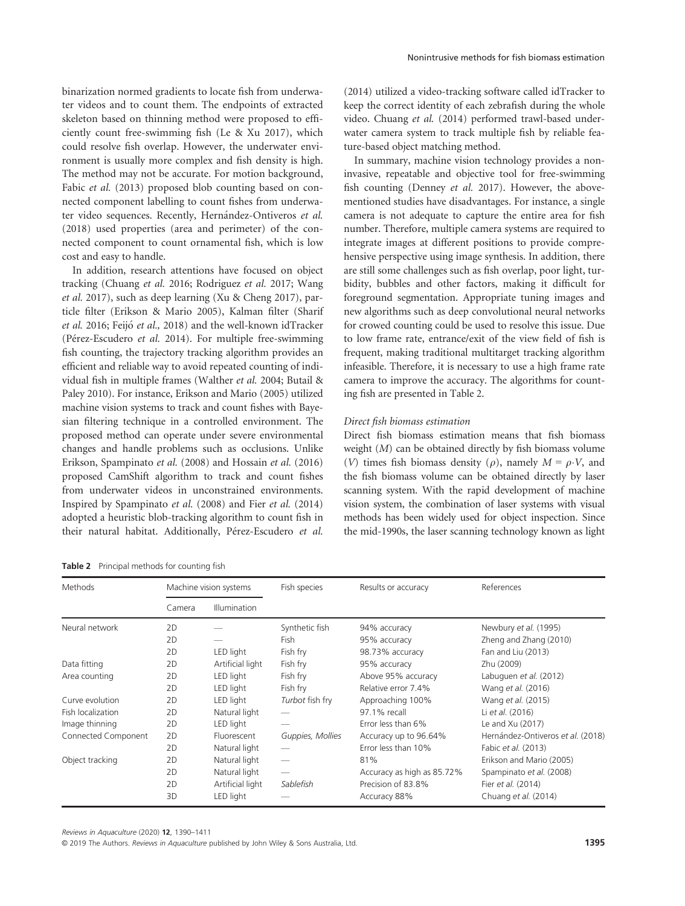binarization normed gradients to locate fish from underwater videos and to count them. The endpoints of extracted skeleton based on thinning method were proposed to efficiently count free-swimming fish (Le & Xu 2017), which could resolve fish overlap. However, the underwater environment is usually more complex and fish density is high. The method may not be accurate. For motion background, Fabic *et al.* (2013) proposed blob counting based on connected component labelling to count fishes from underwater video sequences. Recently, Hernández-Ontiveros *et al.* (2018) used properties (area and perimeter) of the connected component to count ornamental fish, which is low cost and easy to handle.

In addition, research attentions have focused on object tracking (Chuang *et al.* 2016; Rodriguez *et al.* 2017; Wang *et al.* 2017), such as deep learning (Xu & Cheng 2017), particle filter (Erikson & Mario 2005), Kalman filter (Sharif *et al.* 2016; Feijó *et al.,* 2018) and the well-known idTracker (Pérez-Escudero *et al.* 2014). For multiple free-swimming fish counting, the trajectory tracking algorithm provides an efficient and reliable way to avoid repeated counting of individual fish in multiple frames (Walther *et al.* 2004; Butail & Paley 2010). For instance, Erikson and Mario (2005) utilized machine vision systems to track and count fishes with Bayesian filtering technique in a controlled environment. The proposed method can operate under severe environmental changes and handle problems such as occlusions. Unlike Erikson, Spampinato *et al.* (2008) and Hossain *et al.* (2016) proposed CamShift algorithm to track and count fishes from underwater videos in unconstrained environments. Inspired by Spampinato *et al.* (2008) and Fier *et al.* (2014) adopted a heuristic blob-tracking algorithm to count fish in their natural habitat. Additionally, Pérez-Escudero *et al.* (2014) utilized a video-tracking software called idTracker to keep the correct identity of each zebrafish during the whole video. Chuang *et al.* (2014) performed trawl-based underwater camera system to track multiple fish by reliable feature-based object matching method.

In summary, machine vision technology provides a noninvasive, repeatable and objective tool for free-swimming fish counting (Denney *et al.* 2017). However, the above-mentioned studies have disadvantages. For instance, a single camera is not adequate to capture the entire area for fish number. Therefore, multiple camera systems are required to integrate images at different positions to provide comprehensive perspective using image synthesis. In addition, there are still some challenges such as fish overlap, poor light, turbidity, bubbles and other factors, making it difficult for foreground segmentation. Appropriate tuning images and new algorithms such as deep convolutional neural networks for crowed counting could be used to resolve this issue. Due to low frame rate, entrance/exit of the view field of fish is frequent, making traditional multitarget tracking algorithm infeasible. Therefore, it is necessary to use a high frame rate camera to improve the accuracy. The algorithms for counting fish are presented in Table 2.

#### *Direct fish biomass estimation*

Direct fish biomass estimation means that fish biomass weight ($M$) can be obtained directly by fish biomass volume ($V$) times fish biomass density ($\rho$), namely $M = \rho{\cdot}V$, and the fish biomass volume can be obtained directly by laser scanning system. With the rapid development of machine vision system, the combination of laser systems with visual methods has been widely used for object inspection. Since the mid-1990s, the laser scanning technology known as light

**Table 2** Principal methods for counting fish

| Methods | Machine vision systems | | Fish species | Results or accuracy | References |
|---|---|---|---|---|---|
| | Camera | Illumination | | | |
| Neural network | 2D | — | Synthetic fish | 94% accuracy | Newbury *et al.* (1995) |
| | 2D | — | Fish | 95% accuracy | Zheng and Zhang (2010) |
| | 2D | LED light | Fish fry | 98.73% accuracy | Fan and Liu (2013) |
| Data fitting | 2D | Artificial light | Fish fry | 95% accuracy | Zhu (2009) |
| Area counting | 2D | LED light | Fish fry | Above 95% accuracy | Labuguen *et al.* (2012) |
| | 2D | LED light | Fish fry | Relative error 7.4% | Wang *et al.* (2016) |
| Curve evolution | 2D | LED light | *Turbot* fish fry | Approaching 100% | Wang *et al.* (2015) |
| Fish localization | 2D | Natural light | — | 97.1% recall | Li *et al.* (2016) |
| Image thinning | 2D | LED light | — | Error less than 6% | Le and Xu (2017) |
| Connected Component | 2D | Fluorescent | *Guppies, Mollies* | Accuracy up to 96.64% | Hernández-Ontiveros *et al.* (2018) |
| | 2D | Natural light | — | Error less than 10% | Fabic *et al.* (2013) |
| Object tracking | 2D | Natural light | — | 81% | Erikson and Mario (2005) |
| | 2D | Natural light | — | Accuracy as high as 85.72% | Spampinato *et al.* (2008) |
| | 2D | Artificial light | *Sablefish* | Precision of 83.8% | Fier *et al.* (2014) |
| | 3D | LED light | — | Accuracy 88% | Chuang *et al.* (2014) |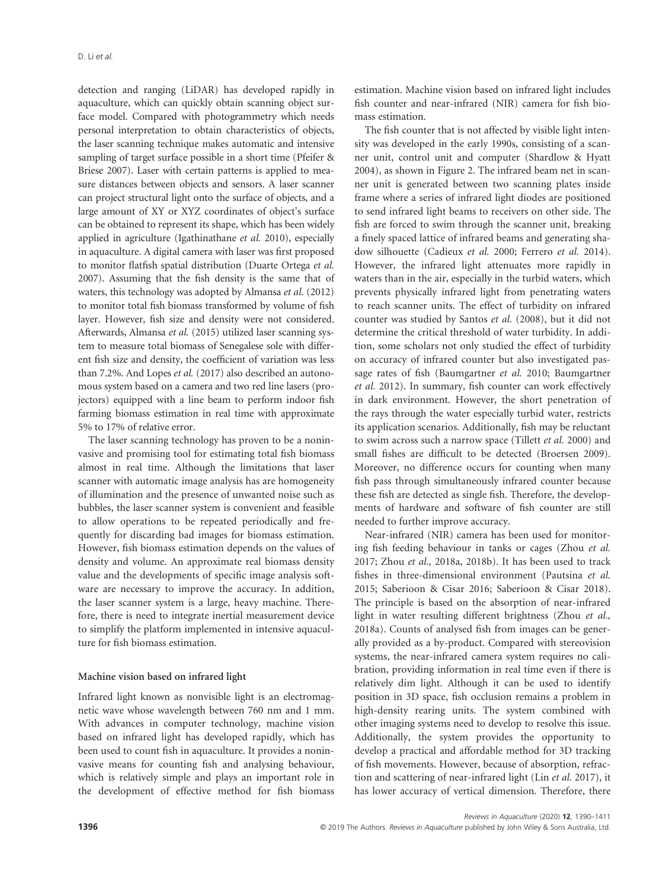detection and ranging (LiDAR) has developed rapidly in aquaculture, which can quickly obtain scanning object surface model. Compared with photogrammetry which needs personal interpretation to obtain characteristics of objects, the laser scanning technique makes automatic and intensive sampling of target surface possible in a short time (Pfeifer & Briese 2007). Laser with certain patterns is applied to measure distances between objects and sensors. A laser scanner can project structural light onto the surface of objects, and a large amount of XY or XYZ coordinates of object's surface can be obtained to represent its shape, which has been widely applied in agriculture (Igathinathane *et al.* 2010), especially in aquaculture. A digital camera with laser was first proposed to monitor flatfish spatial distribution (Duarte Ortega *et al.* 2007). Assuming that the fish density is the same that of waters, this technology was adopted by Almansa *et al.* (2012) to monitor total fish biomass transformed by volume of fish layer. However, fish size and density were not considered. Afterwards, Almansa *et al.* (2015) utilized laser scanning system to measure total biomass of Senegalese sole with different fish size and density, the coefficient of variation was less than 7.2%. And Lopes *et al.* (2017) also described an autonomous system based on a camera and two red line lasers (projectors) equipped with a line beam to perform indoor fish farming biomass estimation in real time with approximate 5% to 17% of relative error.

The laser scanning technology has proven to be a noninvasive and promising tool for estimating total fish biomass almost in real time. Although the limitations that laser scanner with automatic image analysis has are homogeneity of illumination and the presence of unwanted noise such as bubbles, the laser scanner system is convenient and feasible to allow operations to be repeated periodically and frequently for discarding bad images for biomass estimation. However, fish biomass estimation depends on the values of density and volume. An approximate real biomass density value and the developments of specific image analysis software are necessary to improve the accuracy. In addition, the laser scanner system is a large, heavy machine. Therefore, there is need to integrate inertial measurement device to simplify the platform implemented in intensive aquaculture for fish biomass estimation.

### Machine vision based on infrared light

Infrared light known as nonvisible light is an electromagnetic wave whose wavelength between 760 nm and 1 mm. With advances in computer technology, machine vision based on infrared light has developed rapidly, which has been used to count fish in aquaculture. It provides a noninvasive means for counting fish and analysing behaviour, which is relatively simple and plays an important role in the development of effective method for fish biomass estimation. Machine vision based on infrared light includes fish counter and near-infrared (NIR) camera for fish biomass estimation.

The fish counter that is not affected by visible light intensity was developed in the early 1990s, consisting of a scanner unit, control unit and computer (Shardlow & Hyatt 2004), as shown in Figure 2. The infrared beam net in scanner unit is generated between two scanning plates inside frame where a series of infrared light diodes are positioned to send infrared light beams to receivers on other side. The fish are forced to swim through the scanner unit, breaking a finely spaced lattice of infrared beams and generating shadow silhouette (Cadieux *et al.* 2000; Ferrero *et al.* 2014). However, the infrared light attenuates more rapidly in waters than in the air, especially in the turbid waters, which prevents physically infrared light from penetrating waters to reach scanner units. The effect of turbidity on infrared counter was studied by Santos *et al.* (2008), but it did not determine the critical threshold of water turbidity. In addition, some scholars not only studied the effect of turbidity on accuracy of infrared counter but also investigated passage rates of fish (Baumgartner *et al.* 2010; Baumgartner *et al.* 2012). In summary, fish counter can work effectively in dark environment. However, the short penetration of the rays through the water especially turbid water, restricts its application scenarios. Additionally, fish may be reluctant to swim across such a narrow space (Tillett *et al.* 2000) and small fishes are difficult to be detected (Broersen 2009). Moreover, no difference occurs for counting when many fish pass through simultaneously infrared counter because these fish are detected as single fish. Therefore, the developments of hardware and software of fish counter are still needed to further improve accuracy.

Near-infrared (NIR) camera has been used for monitoring fish feeding behaviour in tanks or cages (Zhou *et al.* 2017; Zhou *et al.*, 2018a, 2018b). It has been used to track fishes in three-dimensional environment (Pautsina *et al.* 2015; Saberioon & Cisar 2016; Saberioon & Cisar 2018). The principle is based on the absorption of near-infrared light in water resulting different brightness (Zhou *et al.*, 2018a). Counts of analysed fish from images can be generally provided as a by-product. Compared with stereovision systems, the near-infrared camera system requires no calibration, providing information in real time even if there is relatively dim light. Although it can be used to identify position in 3D space, fish occlusion remains a problem in high-density rearing units. The system combined with other imaging systems need to develop to resolve this issue. Additionally, the system provides the opportunity to develop a practical and affordable method for 3D tracking of fish movements. However, because of absorption, refraction and scattering of near-infrared light (Lin *et al.* 2017), it has lower accuracy of vertical dimension. Therefore, there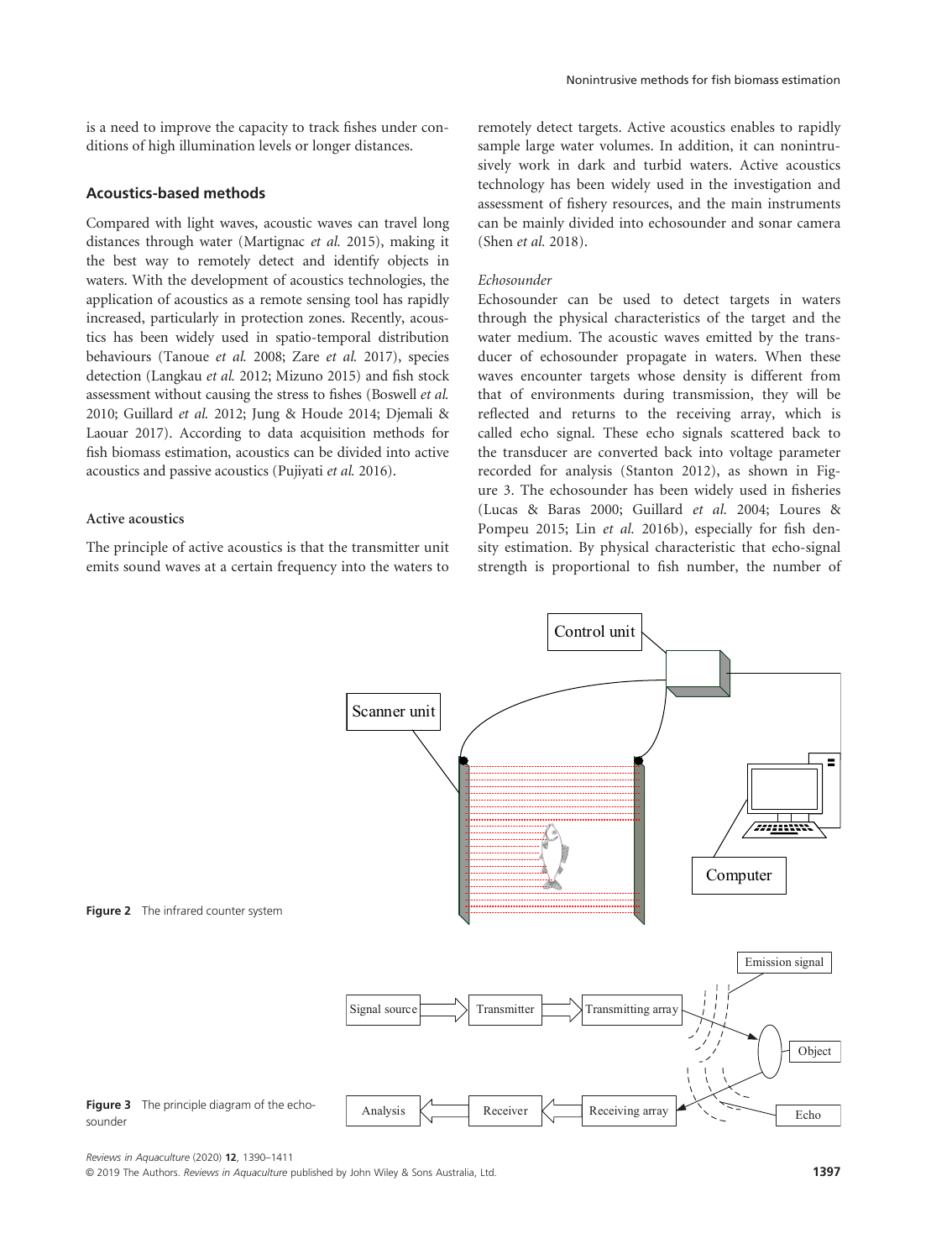is a need to improve the capacity to track fishes under conditions of high illumination levels or longer distances.

## Acoustics-based methods

Compared with light waves, acoustic waves can travel long distances through water (Martignac *et al.* 2015), making it the best way to remotely detect and identify objects in waters. With the development of acoustics technologies, the application of acoustics as a remote sensing tool has rapidly increased, particularly in protection zones. Recently, acoustics has been widely used in spatio-temporal distribution behaviours (Tanoue *et al.* 2008; Zare *et al.* 2017), species detection (Langkau *et al.* 2012; Mizuno 2015) and fish stock assessment without causing the stress to fishes (Boswell *et al.* 2010; Guillard *et al.* 2012; Jung & Houde 2014; Djemali & Laouar 2017). According to data acquisition methods for fish biomass estimation, acoustics can be divided into active acoustics and passive acoustics (Pujiyati *et al.* 2016).

### Active acoustics

The principle of active acoustics is that the transmitter unit emits sound waves at a certain frequency into the waters to remotely detect targets. Active acoustics enables to rapidly sample large water volumes. In addition, it can nonintrusively work in dark and turbid waters. Active acoustics technology has been widely used in the investigation and assessment of fishery resources, and the main instruments can be mainly divided into echosounder and sonar camera (Shen *et al.* 2018).

#### *Echosounder*

Echosounder can be used to detect targets in waters through the physical characteristics of the target and the water medium. The acoustic waves emitted by the transducer of echosounder propagate in waters. When these waves encounter targets whose density is different from that of environments during transmission, they will be reflected and returns to the receiving array, which is called echo signal. These echo signals scattered back to the transducer are converted back into voltage parameter recorded for analysis (Stanton 2012), as shown in Figure 3. The echosounder has been widely used in fisheries (Lucas & Baras 2000; Guillard *et al.* 2004; Loures & Pompeu 2015; Lin *et al.* 2016b), especially for fish density estimation. By physical characteristic that echo-signal strength is proportional to fish number, the number of

**Figure 2** The infrared counter system

**Figure 3** The principle diagram of the echosounder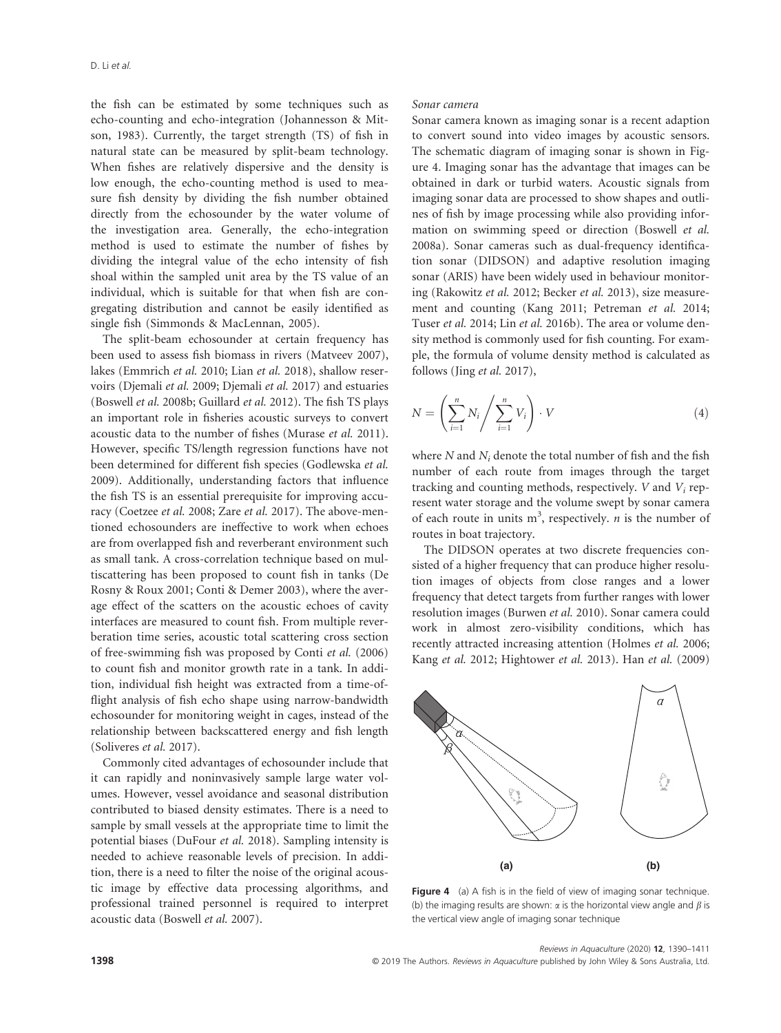the fish can be estimated by some techniques such as echo-counting and echo-integration (Johannesson & Mitson, 1983). Currently, the target strength (TS) of fish in natural state can be measured by split-beam technology. When fishes are relatively dispersive and the density is low enough, the echo-counting method is used to measure fish density by dividing the fish number obtained directly from the echosounder by the water volume of the investigation area. Generally, the echo-integration method is used to estimate the number of fishes by dividing the integral value of the echo intensity of fish shoal within the sampled unit area by the TS value of an individual, which is suitable for that when fish are congregating distribution and cannot be easily identified as single fish (Simmonds & MacLennan, 2005).

The split-beam echosounder at certain frequency has been used to assess fish biomass in rivers (Matveev 2007), lakes (Emmrich *et al.* 2010; Lian *et al.* 2018), shallow reservoirs (Djemali *et al.* 2009; Djemali *et al.* 2017) and estuaries (Boswell *et al.* 2008b; Guillard *et al.* 2012). The fish TS plays an important role in fisheries acoustic surveys to convert acoustic data to the number of fishes (Murase *et al.* 2011). However, specific TS/length regression functions have not been determined for different fish species (Godlewska *et al.* 2009). Additionally, understanding factors that influence the fish TS is an essential prerequisite for improving accuracy (Coetzee *et al.* 2008; Zare *et al.* 2017). The above-mentioned echosounders are ineffective to work when echoes are from overlapped fish and reverberant environment such as small tank. A cross-correlation technique based on multiscattering has been proposed to count fish in tanks (De Rosny & Roux 2001; Conti & Demer 2003), where the average effect of the scatters on the acoustic echoes of cavity interfaces are measured to count fish. From multiple reverberation time series, acoustic total scattering cross section of free-swimming fish was proposed by Conti *et al.* (2006) to count fish and monitor growth rate in a tank. In addition, individual fish height was extracted from a time-of-flight analysis of fish echo shape using narrow-bandwidth echosounder for monitoring weight in cages, instead of the relationship between backscattered energy and fish length (Soliveres *et al.* 2017).

Commonly cited advantages of echosounder include that it can rapidly and noninvasively sample large water volumes. However, vessel avoidance and seasonal distribution contributed to biased density estimates. There is a need to sample by small vessels at the appropriate time to limit the potential biases (DuFour *et al.* 2018). Sampling intensity is needed to achieve reasonable levels of precision. In addition, there is a need to filter the noise of the original acoustic image by effective data processing algorithms, and professional trained personnel is required to interpret acoustic data (Boswell *et al.* 2007).

*Sonar camera*

Sonar camera known as imaging sonar is a recent adaption to convert sound into video images by acoustic sensors. The schematic diagram of imaging sonar is shown in Figure 4. Imaging sonar has the advantage that images can be obtained in dark or turbid waters. Acoustic signals from imaging sonar data are processed to show shapes and outlines of fish by image processing while also providing information on swimming speed or direction (Boswell *et al.* 2008a). Sonar cameras such as dual-frequency identification sonar (DIDSON) and adaptive resolution imaging sonar (ARIS) have been widely used in behaviour monitoring (Rakowitz *et al.* 2012; Becker *et al.* 2013), size measurement and counting (Kang 2011; Petreman *et al.* 2014; Tuser *et al.* 2014; Lin *et al.* 2016b). The area or volume density method is commonly used for fish counting. For example, the formula of volume density method is calculated as follows (Jing *et al.* 2017),

$$N = \left( \sum_{i=1}^{n} N_i \Big/ \sum_{i=1}^{n} V_i \right) \cdot V \tag{4}$$

where $N$ and $N_i$ denote the total number of fish and the fish number of each route from images through the target tracking and counting methods, respectively. $V$ and $V_i$ represent water storage and the volume swept by sonar camera of each route in units $m^3$, respectively. $n$ is the number of routes in boat trajectory.

The DIDSON operates at two discrete frequencies consisted of a higher frequency that can produce higher resolution images of objects from close ranges and a lower frequency that detect targets from further ranges with lower resolution images (Burwen *et al.* 2010). Sonar camera could work in almost zero-visibility conditions, which has recently attracted increasing attention (Holmes *et al.* 2006; Kang *et al.* 2012; Hightower *et al.* 2013). Han *et al.* (2009)

**Figure 4** (a) A fish is in the field of view of imaging sonar technique. (b) the imaging results are shown: $\alpha$ is the horizontal view angle and $\beta$ is the vertical view angle of imaging sonar technique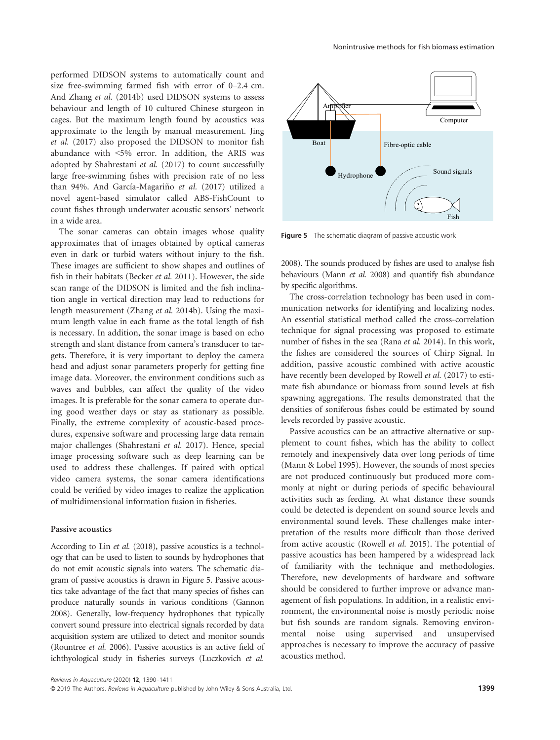performed DIDSON systems to automatically count and size free-swimming farmed fish with error of 0–2.4 cm. And Zhang *et al.* (2014b) used DIDSON systems to assess behaviour and length of 10 cultured Chinese sturgeon in cages. But the maximum length found by acoustics was approximate to the length by manual measurement. Jing *et al.* (2017) also proposed the DIDSON to monitor fish abundance with <5% error. In addition, the ARIS was adopted by Shahrestani *et al.* (2017) to count successfully large free-swimming fishes with precision rate of no less than 94%. And García-Magariño *et al.* (2017) utilized a novel agent-based simulator called ABS-FishCount to count fishes through underwater acoustic sensors' network in a wide area.

The sonar cameras can obtain images whose quality approximates that of images obtained by optical cameras even in dark or turbid waters without injury to the fish. These images are sufficient to show shapes and outlines of fish in their habitats (Becker *et al.* 2011). However, the side scan range of the DIDSON is limited and the fish inclination angle in vertical direction may lead to reductions for length measurement (Zhang *et al.* 2014b). Using the maximum length value in each frame as the total length of fish is necessary. In addition, the sonar image is based on echo strength and slant distance from camera's transducer to targets. Therefore, it is very important to deploy the camera head and adjust sonar parameters properly for getting fine image data. Moreover, the environment conditions such as waves and bubbles, can affect the quality of the video images. It is preferable for the sonar camera to operate during good weather days or stay as stationary as possible. Finally, the extreme complexity of acoustic-based procedures, expensive software and processing large data remain major challenges (Shahrestani *et al.* 2017). Hence, special image processing software such as deep learning can be used to address these challenges. If paired with optical video camera systems, the sonar camera identifications could be verified by video images to realize the application of multidimensional information fusion in fisheries.

### Passive acoustics

According to Lin *et al.* (2018), passive acoustics is a technology that can be used to listen to sounds by hydrophones that do not emit acoustic signals into waters. The schematic diagram of passive acoustics is drawn in Figure 5. Passive acoustics take advantage of the fact that many species of fishes can produce naturally sounds in various conditions (Gannon 2008). Generally, low-frequency hydrophones that typically convert sound pressure into electrical signals recorded by data acquisition system are utilized to detect and monitor sounds (Rountree *et al.* 2006). Passive acoustics is an active field of ichthyological study in fisheries surveys (Luczkovich *et al.* 2008). The sounds produced by fishes are used to analyse fish behaviours (Mann *et al.* 2008) and quantify fish abundance by specific algorithms.

**Figure 5** The schematic diagram of passive acoustic work

The cross-correlation technology has been used in communication networks for identifying and localizing nodes. An essential statistical method called the cross-correlation technique for signal processing was proposed to estimate number of fishes in the sea (Rana *et al.* 2014). In this work, the fishes are considered the sources of Chirp Signal. In addition, passive acoustic combined with active acoustic have recently been developed by Rowell *et al.* (2017) to estimate fish abundance or biomass from sound levels at fish spawning aggregations. The results demonstrated that the densities of soniferous fishes could be estimated by sound levels recorded by passive acoustic.

Passive acoustics can be an attractive alternative or supplement to count fishes, which has the ability to collect remotely and inexpensively data over long periods of time (Mann & Lobel 1995). However, the sounds of most species are not produced continuously but produced more commonly at night or during periods of specific behavioural activities such as feeding. At what distance these sounds could be detected is dependent on sound source levels and environmental sound levels. These challenges make interpretation of the results more difficult than those derived from active acoustic (Rowell *et al.* 2015). The potential of passive acoustics has been hampered by a widespread lack of familiarity with the technique and methodologies. Therefore, new developments of hardware and software should be considered to further improve or advance management of fish populations. In addition, in a realistic environment, the environmental noise is mostly periodic noise but fish sounds are random signals. Removing environmental noise using supervised and unsupervised approaches is necessary to improve the accuracy of passive acoustics method.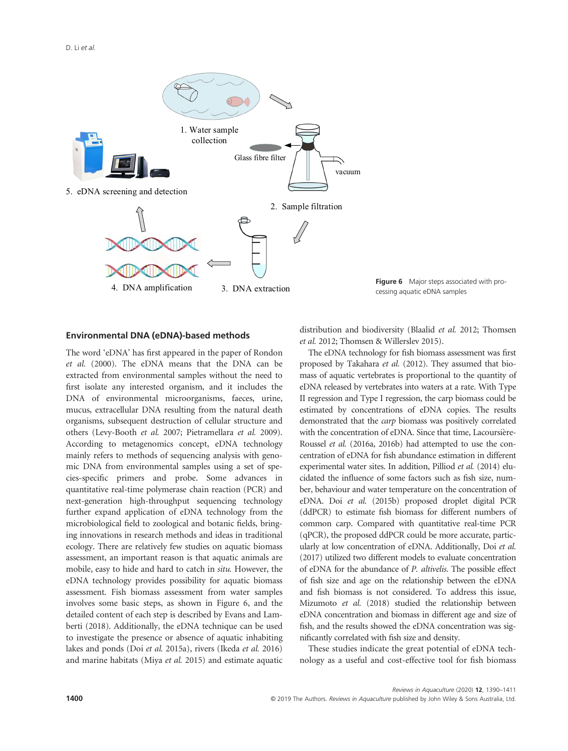Figure 6 Major steps associated with processing aquatic eDNA samples

## Environmental DNA (eDNA)-based methods

The word 'eDNA' has first appeared in the paper of Rondon *et al.* (2000). The eDNA means that the DNA can be extracted from environmental samples without the need to first isolate any interested organism, and it includes the DNA of environmental microorganisms, faeces, urine, mucus, extracellular DNA resulting from the natural death organisms, subsequent destruction of cellular structure and others (Levy-Booth *et al.* 2007; Pietramellara *et al.* 2009). According to metagenomics concept, eDNA technology mainly refers to methods of sequencing analysis with genomic DNA from environmental samples using a set of species-specific primers and probe. Some advances in quantitative real-time polymerase chain reaction (PCR) and next-generation high-throughput sequencing technology further expand application of eDNA technology from the microbiological field to zoological and botanic fields, bringing innovations in research methods and ideas in traditional ecology. There are relatively few studies on aquatic biomass assessment, an important reason is that aquatic animals are mobile, easy to hide and hard to catch in *situ*. However, the eDNA technology provides possibility for aquatic biomass assessment. Fish biomass assessment from water samples involves some basic steps, as shown in Figure 6, and the detailed content of each step is described by Evans and Lamberti (2018). Additionally, the eDNA technique can be used to investigate the presence or absence of aquatic inhabiting lakes and ponds (Doi *et al.* 2015a), rivers (Ikeda *et al.* 2016) and marine habitats (Miya *et al.* 2015) and estimate aquatic distribution and biodiversity (Blaalid *et al.* 2012; Thomsen *et al.* 2012; Thomsen & Willerslev 2015).

The eDNA technology for fish biomass assessment was first proposed by Takahara *et al.* (2012). They assumed that biomass of aquatic vertebrates is proportional to the quantity of eDNA released by vertebrates into waters at a rate. With Type II regression and Type I regression, the carp biomass could be estimated by concentrations of eDNA copies. The results demonstrated that the *carp* biomass was positively correlated with the concentration of eDNA. Since that time, Lacoursière-Roussel *et al.* (2016a, 2016b) had attempted to use the concentration of eDNA for fish abundance estimation in different experimental water sites. In addition, Pilliod *et al.* (2014) elucidated the influence of some factors such as fish size, number, behaviour and water temperature on the concentration of eDNA. Doi *et al.* (2015b) proposed droplet digital PCR (ddPCR) to estimate fish biomass for different numbers of common carp. Compared with quantitative real-time PCR (qPCR), the proposed ddPCR could be more accurate, particularly at low concentration of eDNA. Additionally, Doi *et al.* (2017) utilized two different models to evaluate concentration of eDNA for the abundance of *P. altivelis*. The possible effect of fish size and age on the relationship between the eDNA and fish biomass is not considered. To address this issue, Mizumoto *et al.* (2018) studied the relationship between eDNA concentration and biomass in different age and size of fish, and the results showed the eDNA concentration was significantly correlated with fish size and density.

These studies indicate the great potential of eDNA technology as a useful and cost-effective tool for fish biomass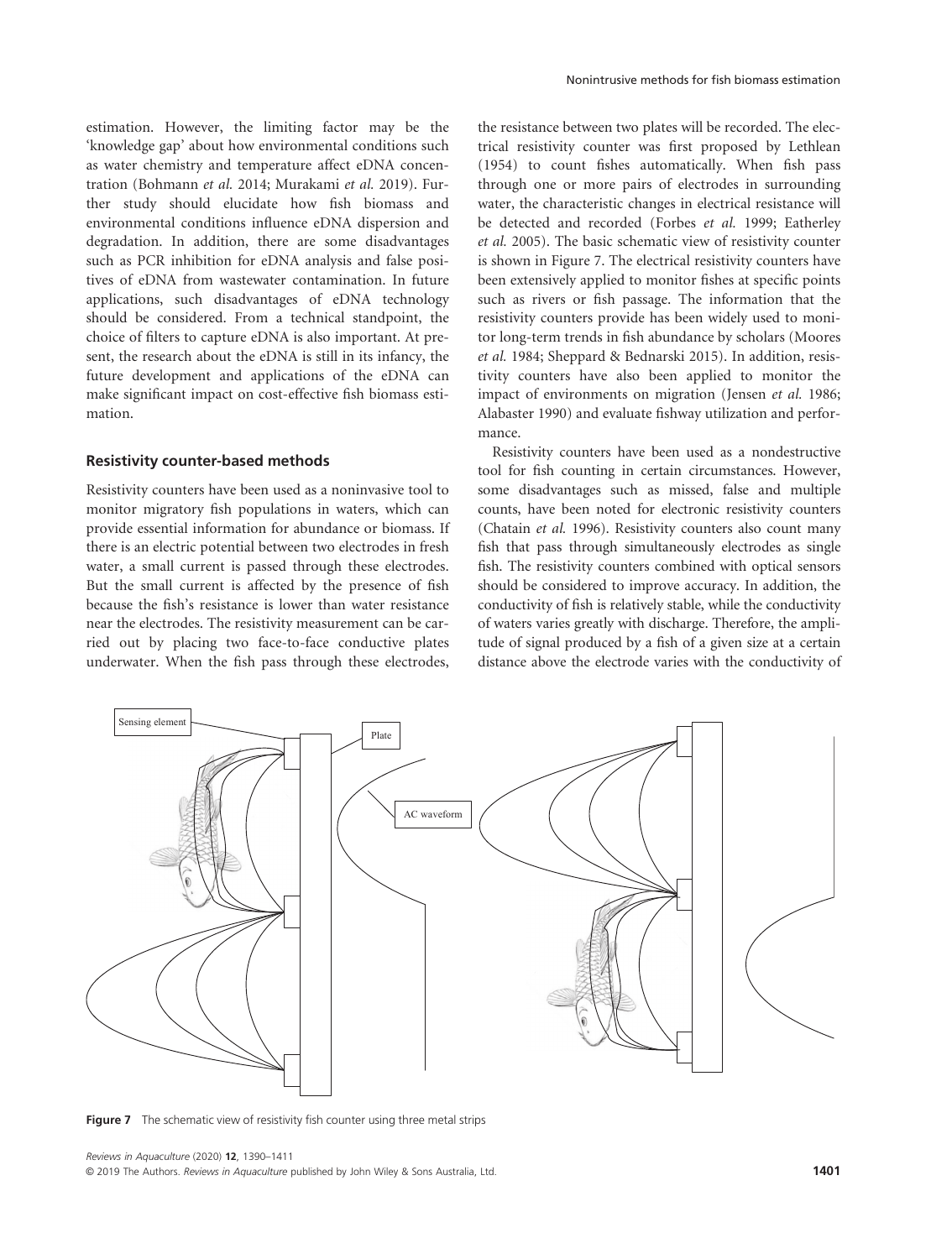estimation. However, the limiting factor may be the 'knowledge gap' about how environmental conditions such as water chemistry and temperature affect eDNA concentration (Bohmann *et al.* 2014; Murakami *et al.* 2019). Further study should elucidate how fish biomass and environmental conditions influence eDNA dispersion and degradation. In addition, there are some disadvantages such as PCR inhibition for eDNA analysis and false positives of eDNA from wastewater contamination. In future applications, such disadvantages of eDNA technology should be considered. From a technical standpoint, the choice of filters to capture eDNA is also important. At present, the research about the eDNA is still in its infancy, the future development and applications of the eDNA can make significant impact on cost-effective fish biomass estimation.

### Resistivity counter-based methods

Resistivity counters have been used as a noninvasive tool to monitor migratory fish populations in waters, which can provide essential information for abundance or biomass. If there is an electric potential between two electrodes in fresh water, a small current is passed through these electrodes. But the small current is affected by the presence of fish because the fish's resistance is lower than water resistance near the electrodes. The resistivity measurement can be carried out by placing two face-to-face conductive plates underwater. When the fish pass through these electrodes, the resistance between two plates will be recorded. The electrical resistivity counter was first proposed by Lethlean (1954) to count fishes automatically. When fish pass through one or more pairs of electrodes in surrounding water, the characteristic changes in electrical resistance will be detected and recorded (Forbes *et al.* 1999; Eatherley *et al.* 2005). The basic schematic view of resistivity counter is shown in Figure 7. The electrical resistivity counters have been extensively applied to monitor fishes at specific points such as rivers or fish passage. The information that the resistivity counters provide has been widely used to monitor long-term trends in fish abundance by scholars (Moores *et al.* 1984; Sheppard & Bednarski 2015). In addition, resistivity counters have also been applied to monitor the impact of environments on migration (Jensen *et al.* 1986; Alabaster 1990) and evaluate fishway utilization and performance.

Resistivity counters have been used as a nondestructive tool for fish counting in certain circumstances. However, some disadvantages such as missed, false and multiple counts, have been noted for electronic resistivity counters (Chatain *et al.* 1996). Resistivity counters also count many fish that pass through simultaneously electrodes as single fish. The resistivity counters combined with optical sensors should be considered to improve accuracy. In addition, the conductivity of fish is relatively stable, while the conductivity of waters varies greatly with discharge. Therefore, the amplitude of signal produced by a fish of a given size at a certain distance above the electrode varies with the conductivity of

Sensing element

Plate

AC waveform

**Figure 7** The schematic view of resistivity fish counter using three metal strips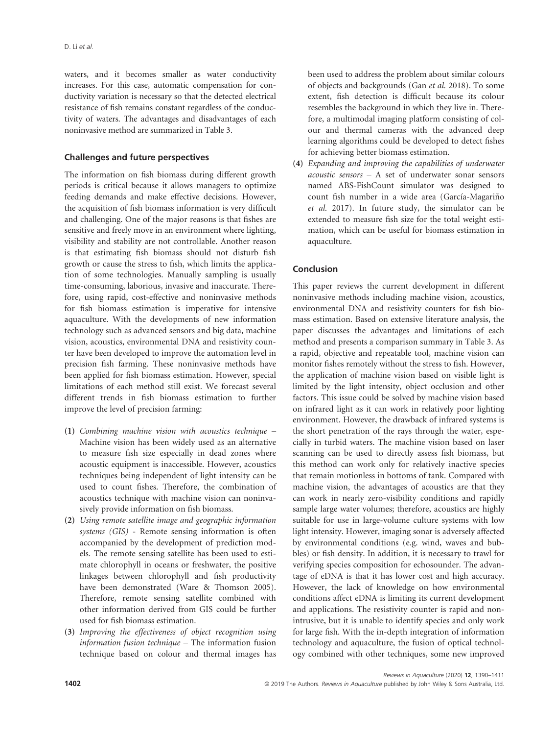waters, and it becomes smaller as water conductivity increases. For this case, automatic compensation for conductivity variation is necessary so that the detected electrical resistance of fish remains constant regardless of the conductivity of waters. The advantages and disadvantages of each noninvasive method are summarized in Table 3.

## Challenges and future perspectives

The information on fish biomass during different growth periods is critical because it allows managers to optimize feeding demands and make effective decisions. However, the acquisition of fish biomass information is very difficult and challenging. One of the major reasons is that fishes are sensitive and freely move in an environment where lighting, visibility and stability are not controllable. Another reason is that estimating fish biomass should not disturb fish growth or cause the stress to fish, which limits the application of some technologies. Manually sampling is usually time-consuming, laborious, invasive and inaccurate. Therefore, using rapid, cost-effective and noninvasive methods for fish biomass estimation is imperative for intensive aquaculture. With the developments of new information technology such as advanced sensors and big data, machine vision, acoustics, environmental DNA and resistivity counter have been developed to improve the automation level in precision fish farming. These noninvasive methods have been applied for fish biomass estimation. However, special limitations of each method still exist. We forecast several different trends in fish biomass estimation to further improve the level of precision farming:

**(1)** *Combining machine vision with acoustics technique* – Machine vision has been widely used as an alternative to measure fish size especially in dead zones where acoustic equipment is inaccessible. However, acoustics techniques being independent of light intensity can be used to count fishes. Therefore, the combination of acoustics technique with machine vision can noninvasively provide information on fish biomass.

**(2)** *Using remote satellite image and geographic information systems (GIS)* - Remote sensing information is often accompanied by the development of prediction models. The remote sensing satellite has been used to estimate chlorophyll in oceans or freshwater, the positive linkages between chlorophyll and fish productivity have been demonstrated (Ware & Thomson 2005). Therefore, remote sensing satellite combined with other information derived from GIS could be further used for fish biomass estimation.

**(3)** *Improving the effectiveness of object recognition using information fusion technique* – The information fusion technique based on colour and thermal images has been used to address the problem about similar colours of objects and backgrounds (Gan *et al.* 2018). To some extent, fish detection is difficult because its colour resembles the background in which they live in. Therefore, a multimodal imaging platform consisting of colour and thermal cameras with the advanced deep learning algorithms could be developed to detect fishes for achieving better biomass estimation.

**(4)** *Expanding and improving the capabilities of underwater acoustic sensors* – A set of underwater sonar sensors named ABS-FishCount simulator was designed to count fish number in a wide area (García-Magariño *et al.* 2017). In future study, the simulator can be extended to measure fish size for the total weight estimation, which can be useful for biomass estimation in aquaculture.

## Conclusion

This paper reviews the current development in different noninvasive methods including machine vision, acoustics, environmental DNA and resistivity counters for fish biomass estimation. Based on extensive literature analysis, the paper discusses the advantages and limitations of each method and presents a comparison summary in Table 3. As a rapid, objective and repeatable tool, machine vision can monitor fishes remotely without the stress to fish. However, the application of machine vision based on visible light is limited by the light intensity, object occlusion and other factors. This issue could be solved by machine vision based on infrared light as it can work in relatively poor lighting environment. However, the drawback of infrared systems is the short penetration of the rays through the water, especially in turbid waters. The machine vision based on laser scanning can be used to directly assess fish biomass, but this method can work only for relatively inactive species that remain motionless in bottoms of tank. Compared with machine vision, the advantages of acoustics are that they can work in nearly zero-visibility conditions and rapidly sample large water volumes; therefore, acoustics are highly suitable for use in large-volume culture systems with low light intensity. However, imaging sonar is adversely affected by environmental conditions (e.g. wind, waves and bubbles) or fish density. In addition, it is necessary to trawl for verifying species composition for echosounder. The advantage of eDNA is that it has lower cost and high accuracy. However, the lack of knowledge on how environmental conditions affect eDNA is limiting its current development and applications. The resistivity counter is rapid and nonintrusive, but it is unable to identify species and only work for large fish. With the in-depth integration of information technology and aquaculture, the fusion of optical technology combined with other techniques, some new improved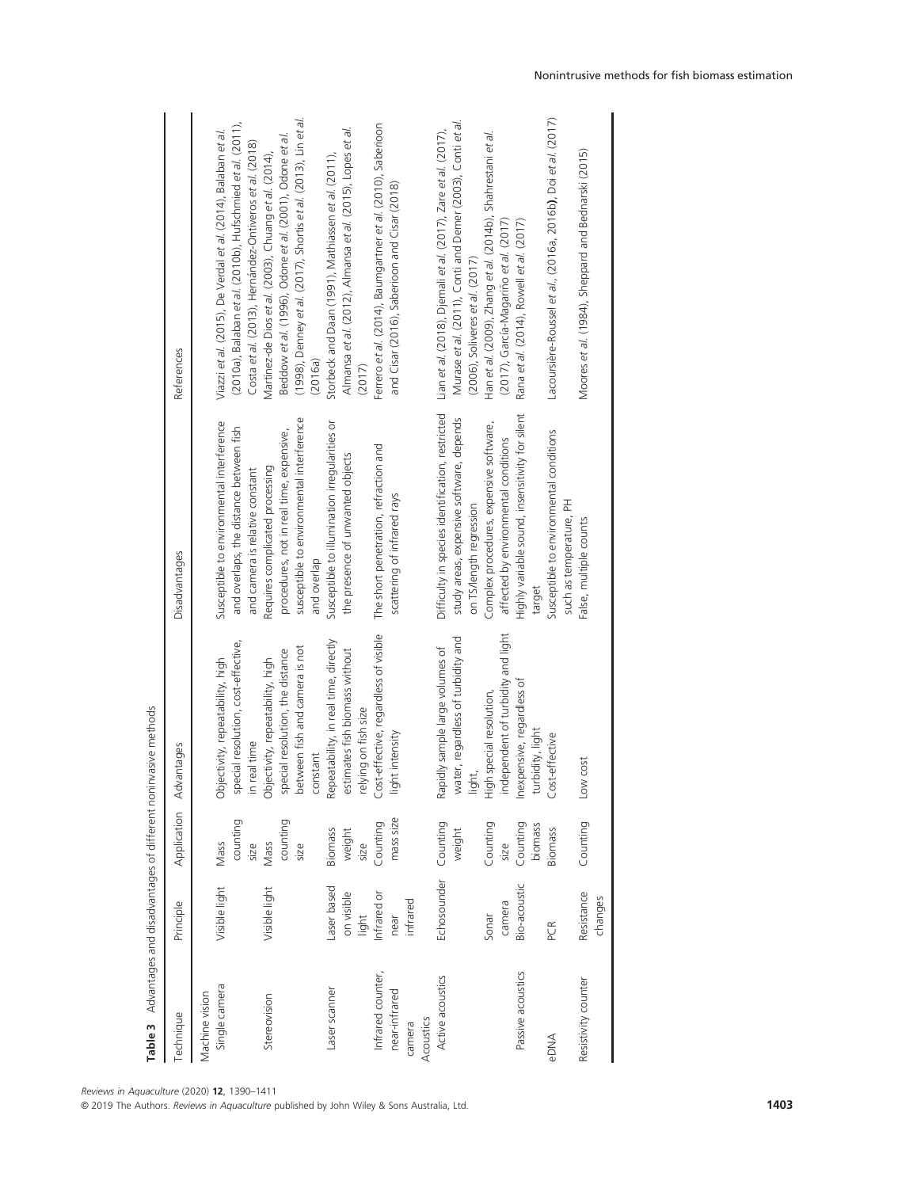**Table 3** Advantages and disadvantages of different noninvasive methods

| Technique | Principle | Application | Advantages | Disadvantages | References |
|---|---|---|---|---|---|
| Machine vision | | | | | |
| Single camera | Visible light | Mass counting size | Objectivity, repeatability, high special resolution, cost-effective, in real time | Susceptible to environmental interference and overlaps, the distance between fish and camera is relative constant | Viazzi *et al.* (2015), De Verdal *et al.* (2014), Balaban *et al.* (2010a), Balaban *et al.* (2010b), Hufschmied *et al.* (2011), Costa *et al.* (2013), Hernández-Ontiveros *et al.* (2018) |
| Stereovision | Visible light | Mass counting size | Objectivity, repeatability, high special resolution, the distance between fish and camera is not constant | Requires complicated processing procedures, not in real time, expensive, susceptible to environmental interference and overlap | Martinez-de Dios *et al.* (2003), Chuang *et al.* (2014), Beddow *et al.* (1996), Odone *et al.* (2001), Odone *et al.* (1998), Denney *et al.* (2017), Shortis *et al.* (2013), Lin *et al.* (2016a) |
| Laser scanner | Laser based on visible light | Biomass weight size | Repeatability, in real time, directly estimates fish biomass without relying on fish size | Susceptible to illumination irregularities or the presence of unwanted objects | Storbeck and Daan (1991), Mathiassen *et al.* (2011), Almansa *et al.* (2012), Almansa *et al.* (2015), Lopes *et al.* (2017) |
| Infrared counter, near-infrared camera | Infrared or near infrared | Counting mass size | Cost-effective, regardless of visible light intensity | The short penetration, refraction and scattering of infrared rays | Ferrero *et al.* (2014), Baumgartner *et al.* (2010), Saberioon and Cisar (2016), Saberioon and Cisar (2018) |
| Acoustics | | | | | |
| Active acoustics | Echosounder | Counting weight | Rapidly sample large volumes of water, regardless of turbidity and light, | Difficulty in species identification, restricted study areas, expensive software, depends on TS/length regression | Lian *et al.* (2018), Djemali *et al.* (2017), Zare *et al.* (2017), Murase *et al.* (2011), Conti and Demer (2003), Conti *et al.* (2006), Soliveres *et al.* (2017) |
| | Sonar camera | Counting size | High special resolution, independent of turbidity and light | Complex procedures, expensive software, affected by environmental conditions | Han *et al.* (2009), Zhang *et al.* (2014b), Shahrestani *et al.* (2017), García-Magariño *et al.* (2017) |
| Passive acoustics | Bio-acoustic | Counting biomass | Inexpensive, regardless of turbidity, light | Highly variable sound, insensitivity for silent target | Rana *et al.* (2014), Rowell *et al.* (2017) |
| eDNA | PCR | Biomass | Cost-effective | Susceptible to environmental conditions such as temperature, PH | Lacoursière-Roussel *et al.*, (2016a, 2016b**)**, Doi *et al.* (2017) |
| Resistivity counter | Resistance changes | Counting | Low cost | False, multiple counts | Moores *et al.* (1984), Sheppard and Bednarski (2015) |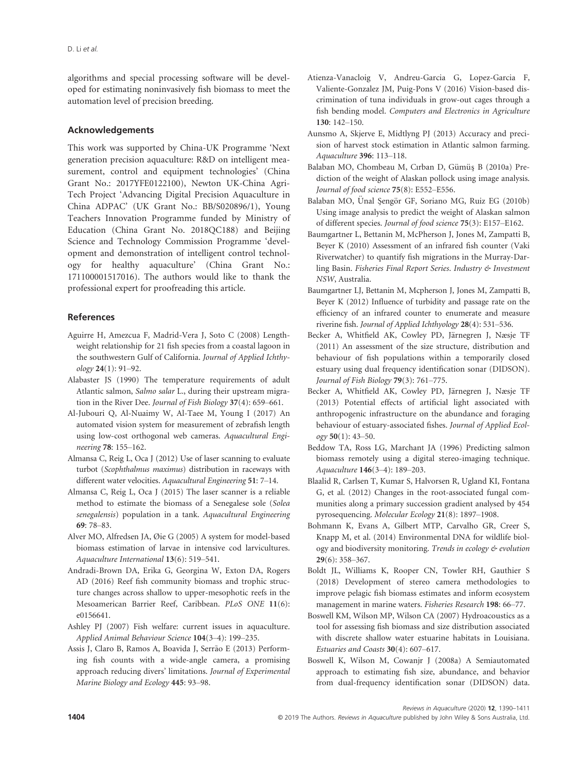algorithms and special processing software will be developed for estimating noninvasively fish biomass to meet the automation level of precision breeding.

## Acknowledgements

This work was supported by China-UK Programme 'Next generation precision aquaculture: R&D on intelligent measurement, control and equipment technologies' (China Grant No.: 2017YFE0122100), Newton UK-China Agri-Tech Project 'Advancing Digital Precision Aquaculture in China ADPAC' (UK Grant No.: BB/S020896/1), Young Teachers Innovation Programme funded by Ministry of Education (China Grant No. 2018QC188) and Beijing Science and Technology Commission Programme 'development and demonstration of intelligent control technology for healthy aquaculture' (China Grant No.: 171100001517016). The authors would like to thank the professional expert for proofreading this article.

## References

Aguirre H, Amezcua F, Madrid-Vera J, Soto C (2008) Length-weight relationship for 21 fish species from a coastal lagoon in the southwestern Gulf of California. *Journal of Applied Ichthyology* **24**(1): 91–92.

Alabaster JS (1990) The temperature requirements of adult Atlantic salmon, *Salmo salar* L., during their upstream migration in the River Dee. *Journal of Fish Biology* **37**(4): 659–661.

Al-Jubouri Q, Al-Nuaimy W, Al-Taee M, Young I (2017) An automated vision system for measurement of zebrafish length using low-cost orthogonal web cameras. *Aquacultural Engineering* **78**: 155–162.

Almansa C, Reig L, Oca J (2012) Use of laser scanning to evaluate turbot (*Scophthalmus maximus*) distribution in raceways with different water velocities. *Aquacultural Engineering* **51**: 7–14.

Almansa C, Reig L, Oca J (2015) The laser scanner is a reliable method to estimate the biomass of a Senegalese sole (*Solea senegalensis*) population in a tank. *Aquacultural Engineering* **69**: 78–83.

Alver MO, Alfredsen JA, Øie G (2005) A system for model-based biomass estimation of larvae in intensive cod larvicultures. *Aquaculture International* **13**(6): 519–541.

Andradi-Brown DA, Erika G, Georgina W, Exton DA, Rogers AD (2016) Reef fish community biomass and trophic structure changes across shallow to upper-mesophotic reefs in the Mesoamerican Barrier Reef, Caribbean. *PLoS ONE* **11**(6): e0156641.

Ashley PJ (2007) Fish welfare: current issues in aquaculture. *Applied Animal Behaviour Science* **104**(3–4): 199–235.

Assis J, Claro B, Ramos A, Boavida J, Serrão E (2013) Performing fish counts with a wide-angle camera, a promising approach reducing divers' limitations. *Journal of Experimental Marine Biology and Ecology* **445**: 93–98.

Atienza-Vanacloig V, Andreu-Garcia G, Lopez-Garcia F, Valiente-Gonzalez JM, Puig-Pons V (2016) Vision-based discrimination of tuna individuals in grow-out cages through a fish bending model. *Computers and Electronics in Agriculture* **130**: 142–150.

Aunsmo A, Skjerve E, Midtlyng PJ (2013) Accuracy and precision of harvest stock estimation in Atlantic salmon farming. *Aquaculture* **396**: 113–118.

Balaban MO, Chombeau M, Cırban D, Gümüş B (2010a) Prediction of the weight of Alaskan pollock using image analysis. *Journal of food science* **75**(8): E552–E556.

Balaban MO, Ünal Şengör GF, Soriano MG, Ruiz EG (2010b) Using image analysis to predict the weight of Alaskan salmon of different species. *Journal of food science* **75**(3): E157–E162.

Baumgartner L, Bettanin M, McPherson J, Jones M, Zampatti B, Beyer K (2010) Assessment of an infrared fish counter (Vaki Riverwatcher) to quantify fish migrations in the Murray-Darling Basin. *Fisheries Final Report Series. Industry & Investment NSW*, Australia.

Baumgartner LJ, Bettanin M, Mcpherson J, Jones M, Zampatti B, Beyer K (2012) Influence of turbidity and passage rate on the efficiency of an infrared counter to enumerate and measure riverine fish. *Journal of Applied Ichthyology* **28**(4): 531–536.

Becker A, Whitfield AK, Cowley PD, Järnegren J, Næsje TF (2011) An assessment of the size structure, distribution and behaviour of fish populations within a temporarily closed estuary using dual frequency identification sonar (DIDSON). *Journal of Fish Biology* **79**(3): 761–775.

Becker A, Whitfield AK, Cowley PD, Järnegren J, Næsje TF (2013) Potential effects of artificial light associated with anthropogenic infrastructure on the abundance and foraging behaviour of estuary-associated fishes. *Journal of Applied Ecology* **50**(1): 43–50.

Beddow TA, Ross LG, Marchant JA (1996) Predicting salmon biomass remotely using a digital stereo-imaging technique. *Aquaculture* **146**(3–4): 189–203.

Blaalid R, Carlsen T, Kumar S, Halvorsen R, Ugland KI, Fontana G, et al. (2012) Changes in the root-associated fungal communities along a primary succession gradient analysed by 454 pyrosequencing. *Molecular Ecology* **21**(8): 1897–1908.

Bohmann K, Evans A, Gilbert MTP, Carvalho GR, Creer S, Knapp M, et al. (2014) Environmental DNA for wildlife biology and biodiversity monitoring. *Trends in ecology & evolution* **29**(6): 358–367.

Boldt JL, Williams K, Rooper CN, Towler RH, Gauthier S (2018) Development of stereo camera methodologies to improve pelagic fish biomass estimates and inform ecosystem management in marine waters. *Fisheries Research* **198**: 66–77.

Boswell KM, Wilson MP, Wilson CA (2007) Hydroacoustics as a tool for assessing fish biomass and size distribution associated with discrete shallow water estuarine habitats in Louisiana. *Estuaries and Coasts* **30**(4): 607–617.

Boswell K, Wilson M, Cowanjr J (2008a) A Semiautomated approach to estimating fish size, abundance, and behavior from dual-frequency identification sonar (DIDSON) data.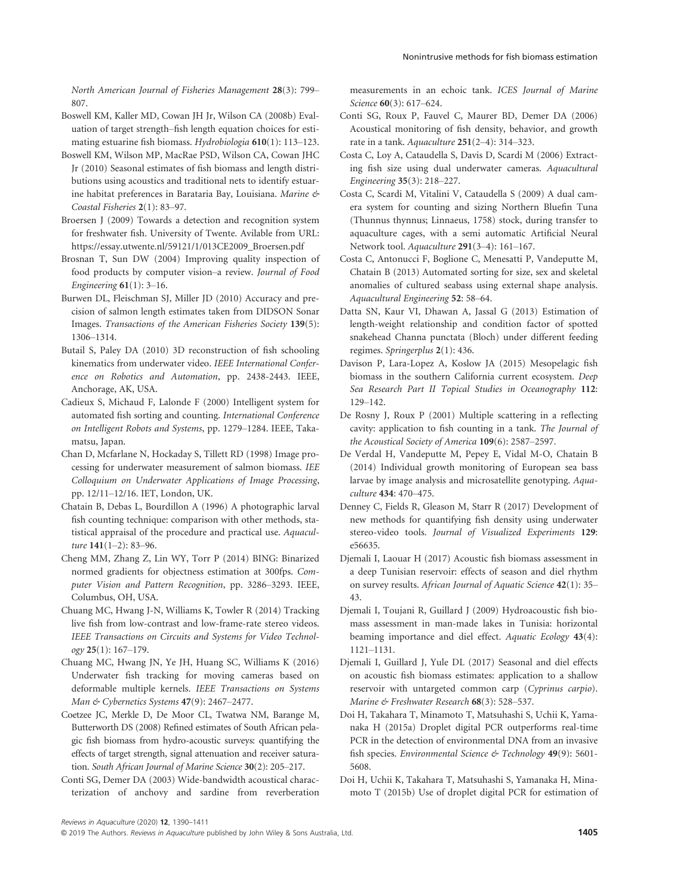*North American Journal of Fisheries Management* **28**(3): 799–807.

Boswell KM, Kaller MD, Cowan JH Jr, Wilson CA (2008b) Evaluation of target strength–fish length equation choices for estimating estuarine fish biomass. *Hydrobiologia* **610**(1): 113–123.

Boswell KM, Wilson MP, MacRae PSD, Wilson CA, Cowan JHC Jr (2010) Seasonal estimates of fish biomass and length distributions using acoustics and traditional nets to identify estuarine habitat preferences in Barataria Bay, Louisiana. *Marine & Coastal Fisheries* **2**(1): 83–97.

Broersen J (2009) Towards a detection and recognition system for freshwater fish. University of Twente. Avilable from URL: https://essay.utwente.nl/59121/1/013CE2009_Broersen.pdf

Brosnan T, Sun DW (2004) Improving quality inspection of food products by computer vision–a review. *Journal of Food Engineering* **61**(1): 3–16.

Burwen DL, Fleischman SJ, Miller JD (2010) Accuracy and precision of salmon length estimates taken from DIDSON Sonar Images. *Transactions of the American Fisheries Society* **139**(5): 1306–1314.

Butail S, Paley DA (2010) 3D reconstruction of fish schooling kinematics from underwater video. *IEEE International Conference on Robotics and Automation*, pp. 2438-2443. IEEE, Anchorage, AK, USA.

Cadieux S, Michaud F, Lalonde F (2000) Intelligent system for automated fish sorting and counting. *International Conference on Intelligent Robots and Systems*, pp. 1279–1284. IEEE, Takamatsu, Japan.

Chan D, Mcfarlane N, Hockaday S, Tillett RD (1998) Image processing for underwater measurement of salmon biomass. *IEE Colloquium on Underwater Applications of Image Processing*, pp. 12/11–12/16. IET, London, UK.

Chatain B, Debas L, Bourdillon A (1996) A photographic larval fish counting technique: comparison with other methods, statistical appraisal of the procedure and practical use. *Aquaculture* **141**(1–2): 83–96.

Cheng MM, Zhang Z, Lin WY, Torr P (2014) BING: Binarized normed gradients for objectness estimation at 300fps. *Computer Vision and Pattern Recognition*, pp. 3286–3293. IEEE, Columbus, OH, USA.

Chuang MC, Hwang J-N, Williams K, Towler R (2014) Tracking live fish from low-contrast and low-frame-rate stereo videos. *IEEE Transactions on Circuits and Systems for Video Technology* **25**(1): 167–179.

Chuang MC, Hwang JN, Ye JH, Huang SC, Williams K (2016) Underwater fish tracking for moving cameras based on deformable multiple kernels. *IEEE Transactions on Systems Man & Cybernetics Systems* **47**(9): 2467–2477.

Coetzee JC, Merkle D, De Moor CL, Twatwa NM, Barange M, Butterworth DS (2008) Refined estimates of South African pelagic fish biomass from hydro-acoustic surveys: quantifying the effects of target strength, signal attenuation and receiver saturation. *South African Journal of Marine Science* **30**(2): 205–217.

Conti SG, Demer DA (2003) Wide-bandwidth acoustical characterization of anchovy and sardine from reverberation measurements in an echoic tank. *ICES Journal of Marine Science* **60**(3): 617–624.

Conti SG, Roux P, Fauvel C, Maurer BD, Demer DA (2006) Acoustical monitoring of fish density, behavior, and growth rate in a tank. *Aquaculture* **251**(2–4): 314–323.

Costa C, Loy A, Cataudella S, Davis D, Scardi M (2006) Extracting fish size using dual underwater cameras. *Aquacultural Engineering* **35**(3): 218–227.

Costa C, Scardi M, Vitalini V, Cataudella S (2009) A dual camera system for counting and sizing Northern Bluefin Tuna (Thunnus thynnus; Linnaeus, 1758) stock, during transfer to aquaculture cages, with a semi automatic Artificial Neural Network tool. *Aquaculture* **291**(3–4): 161–167.

Costa C, Antonucci F, Boglione C, Menesatti P, Vandeputte M, Chatain B (2013) Automated sorting for size, sex and skeletal anomalies of cultured seabass using external shape analysis. *Aquacultural Engineering* **52**: 58–64.

Datta SN, Kaur VI, Dhawan A, Jassal G (2013) Estimation of length-weight relationship and condition factor of spotted snakehead Channa punctata (Bloch) under different feeding regimes. *Springerplus* **2**(1): 436.

Davison P, Lara-Lopez A, Koslow JA (2015) Mesopelagic fish biomass in the southern California current ecosystem. *Deep Sea Research Part II Topical Studies in Oceanography* **112**: 129–142.

De Rosny J, Roux P (2001) Multiple scattering in a reflecting cavity: application to fish counting in a tank. *The Journal of the Acoustical Society of America* **109**(6): 2587–2597.

De Verdal H, Vandeputte M, Pepey E, Vidal M-O, Chatain B (2014) Individual growth monitoring of European sea bass larvae by image analysis and microsatellite genotyping. *Aquaculture* **434**: 470–475.

Denney C, Fields R, Gleason M, Starr R (2017) Development of new methods for quantifying fish density using underwater stereo-video tools. *Journal of Visualized Experiments* **129**: e56635.

Djemali I, Laouar H (2017) Acoustic fish biomass assessment in a deep Tunisian reservoir: effects of season and diel rhythm on survey results. *African Journal of Aquatic Science* **42**(1): 35–43.

Djemali I, Toujani R, Guillard J (2009) Hydroacoustic fish biomass assessment in man-made lakes in Tunisia: horizontal beaming importance and diel effect. *Aquatic Ecology* **43**(4): 1121–1131.

Djemali I, Guillard J, Yule DL (2017) Seasonal and diel effects on acoustic fish biomass estimates: application to a shallow reservoir with untargeted common carp (*Cyprinus carpio*). *Marine & Freshwater Research* **68**(3): 528–537.

Doi H, Takahara T, Minamoto T, Matsuhashi S, Uchii K, Yamanaka H (2015a) Droplet digital PCR outperforms real-time PCR in the detection of environmental DNA from an invasive fish species. *Environmental Science & Technology* **49**(9): 5601-5608.

Doi H, Uchii K, Takahara T, Matsuhashi S, Yamanaka H, Minamoto T (2015b) Use of droplet digital PCR for estimation of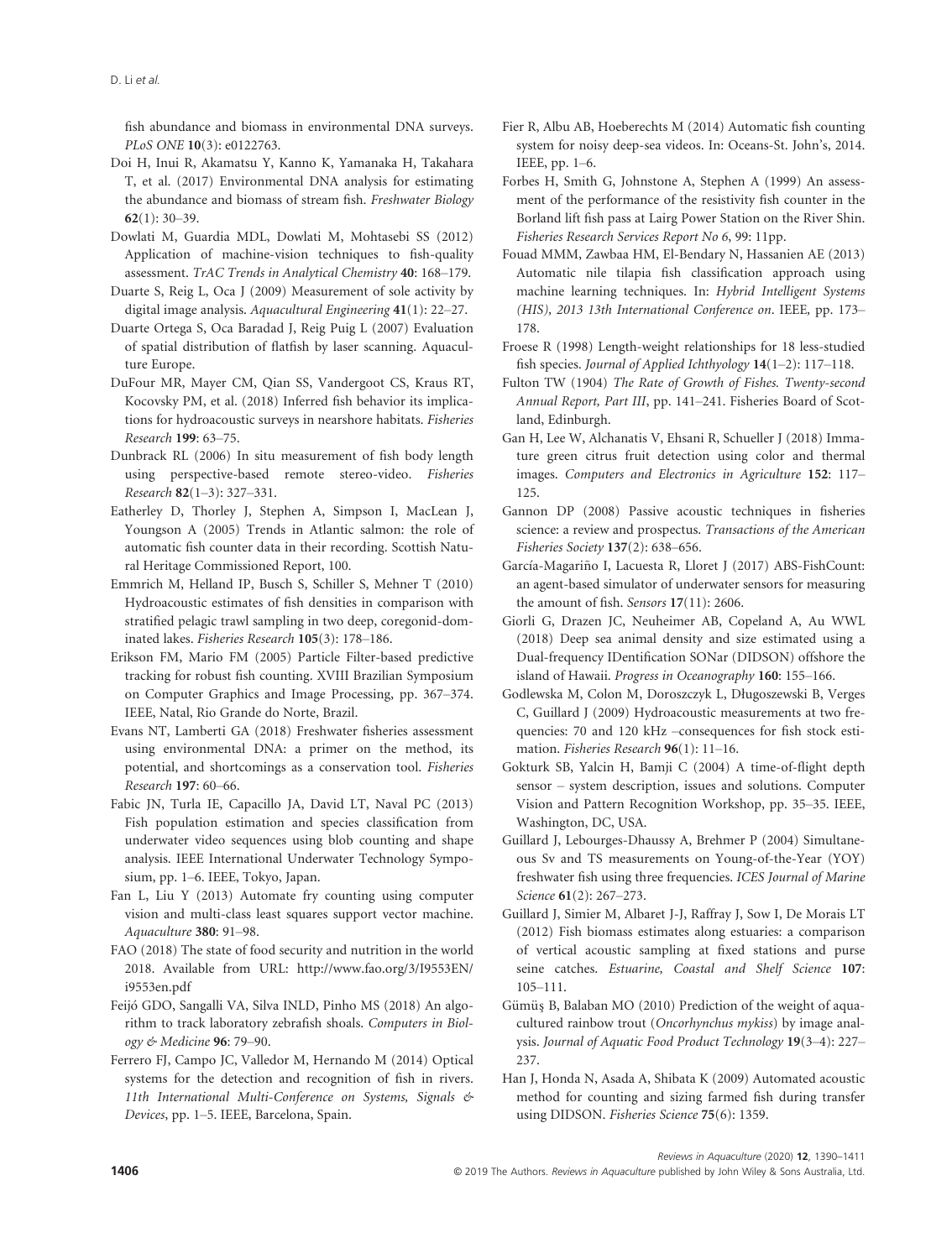fish abundance and biomass in environmental DNA surveys. *PLoS ONE* **10**(3): e0122763.

Doi H, Inui R, Akamatsu Y, Kanno K, Yamanaka H, Takahara T, et al. (2017) Environmental DNA analysis for estimating the abundance and biomass of stream fish. *Freshwater Biology* **62**(1): 30–39.

Dowlati M, Guardia MDL, Dowlati M, Mohtasebi SS (2012) Application of machine-vision techniques to fish-quality assessment. *TrAC Trends in Analytical Chemistry* **40**: 168–179.

Duarte S, Reig L, Oca J (2009) Measurement of sole activity by digital image analysis. *Aquacultural Engineering* **41**(1): 22–27.

Duarte Ortega S, Oca Baradad J, Reig Puig L (2007) Evaluation of spatial distribution of flatfish by laser scanning. Aquaculture Europe.

DuFour MR, Mayer CM, Qian SS, Vandergoot CS, Kraus RT, Kocovsky PM, et al. (2018) Inferred fish behavior its implications for hydroacoustic surveys in nearshore habitats. *Fisheries Research* **199**: 63–75.

Dunbrack RL (2006) In situ measurement of fish body length using perspective-based remote stereo-video. *Fisheries Research* **82**(1–3): 327–331.

Eatherley D, Thorley J, Stephen A, Simpson I, MacLean J, Youngson A (2005) Trends in Atlantic salmon: the role of automatic fish counter data in their recording. Scottish Natural Heritage Commissioned Report, 100.

Emmrich M, Helland IP, Busch S, Schiller S, Mehner T (2010) Hydroacoustic estimates of fish densities in comparison with stratified pelagic trawl sampling in two deep, coregonid-dominated lakes. *Fisheries Research* **105**(3): 178–186.

Erikson FM, Mario FM (2005) Particle Filter-based predictive tracking for robust fish counting. XVIII Brazilian Symposium on Computer Graphics and Image Processing, pp. 367–374. IEEE, Natal, Rio Grande do Norte, Brazil.

Evans NT, Lamberti GA (2018) Freshwater fisheries assessment using environmental DNA: a primer on the method, its potential, and shortcomings as a conservation tool. *Fisheries Research* **197**: 60–66.

Fabic JN, Turla IE, Capacillo JA, David LT, Naval PC (2013) Fish population estimation and species classification from underwater video sequences using blob counting and shape analysis. IEEE International Underwater Technology Symposium, pp. 1–6. IEEE, Tokyo, Japan.

Fan L, Liu Y (2013) Automate fry counting using computer vision and multi-class least squares support vector machine. *Aquaculture* **380**: 91–98.

FAO (2018) The state of food security and nutrition in the world 2018. Available from URL: http://www.fao.org/3/I9553EN/i9553en.pdf

Feijó GDO, Sangalli VA, Silva INLD, Pinho MS (2018) An algorithm to track laboratory zebrafish shoals. *Computers in Biology & Medicine* **96**: 79–90.

Ferrero FJ, Campo JC, Valledor M, Hernando M (2014) Optical systems for the detection and recognition of fish in rivers. *11th International Multi-Conference on Systems, Signals & Devices*, pp. 1–5. IEEE, Barcelona, Spain.

Fier R, Albu AB, Hoeberechts M (2014) Automatic fish counting system for noisy deep-sea videos. In: Oceans-St. John's, 2014. IEEE, pp. 1–6.

Forbes H, Smith G, Johnstone A, Stephen A (1999) An assessment of the performance of the resistivity fish counter in the Borland lift fish pass at Lairg Power Station on the River Shin. *Fisheries Research Services Report No 6*, 99: 11pp.

Fouad MMM, Zawbaa HM, El-Bendary N, Hassanien AE (2013) Automatic nile tilapia fish classification approach using machine learning techniques. In: *Hybrid Intelligent Systems (HIS), 2013 13th International Conference on*. IEEE, pp. 173–178.

Froese R (1998) Length-weight relationships for 18 less-studied fish species. *Journal of Applied Ichthyology* **14**(1–2): 117–118.

Fulton TW (1904) *The Rate of Growth of Fishes. Twenty-second Annual Report, Part III*, pp. 141–241. Fisheries Board of Scotland, Edinburgh.

Gan H, Lee W, Alchanatis V, Ehsani R, Schueller J (2018) Immature green citrus fruit detection using color and thermal images. *Computers and Electronics in Agriculture* **152**: 117–125.

Gannon DP (2008) Passive acoustic techniques in fisheries science: a review and prospectus. *Transactions of the American Fisheries Society* **137**(2): 638–656.

García-Magariño I, Lacuesta R, Lloret J (2017) ABS-FishCount: an agent-based simulator of underwater sensors for measuring the amount of fish. *Sensors* **17**(11): 2606.

Giorli G, Drazen JC, Neuheimer AB, Copeland A, Au WWL (2018) Deep sea animal density and size estimated using a Dual-frequency IDentification SONar (DIDSON) offshore the island of Hawaii. *Progress in Oceanography* **160**: 155–166.

Godlewska M, Colon M, Doroszczyk L, Długoszewski B, Verges C, Guillard J (2009) Hydroacoustic measurements at two frequencies: 70 and 120 kHz –consequences for fish stock estimation. *Fisheries Research* **96**(1): 11–16.

Gokturk SB, Yalcin H, Bamji C (2004) A time-of-flight depth sensor – system description, issues and solutions. Computer Vision and Pattern Recognition Workshop, pp. 35–35. IEEE, Washington, DC, USA.

Guillard J, Lebourges-Dhaussy A, Brehmer P (2004) Simultaneous Sv and TS measurements on Young-of-the-Year (YOY) freshwater fish using three frequencies. *ICES Journal of Marine Science* **61**(2): 267–273.

Guillard J, Simier M, Albaret J-J, Raffray J, Sow I, De Morais LT (2012) Fish biomass estimates along estuaries: a comparison of vertical acoustic sampling at fixed stations and purse seine catches. *Estuarine, Coastal and Shelf Science* **107**: 105–111.

Gümüş B, Balaban MO (2010) Prediction of the weight of aquacultured rainbow trout (*Oncorhynchus mykiss*) by image analysis. *Journal of Aquatic Food Product Technology* **19**(3–4): 227–237.

Han J, Honda N, Asada A, Shibata K (2009) Automated acoustic method for counting and sizing farmed fish during transfer using DIDSON. *Fisheries Science* **75**(6): 1359.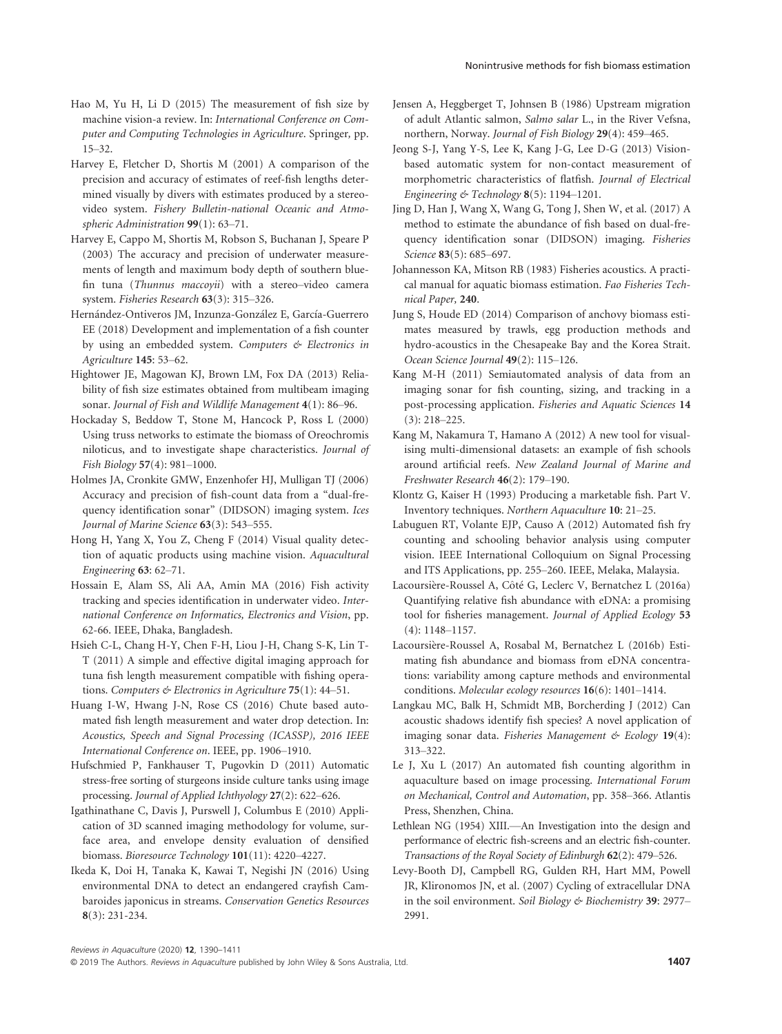Hao M, Yu H, Li D (2015) The measurement of fish size by machine vision-a review. In: *International Conference on Computer and Computing Technologies in Agriculture*. Springer, pp. 15–32.

Harvey E, Fletcher D, Shortis M (2001) A comparison of the precision and accuracy of estimates of reef-fish lengths determined visually by divers with estimates produced by a stereo-video system. *Fishery Bulletin-national Oceanic and Atmospheric Administration* **99**(1): 63–71.

Harvey E, Cappo M, Shortis M, Robson S, Buchanan J, Speare P (2003) The accuracy and precision of underwater measurements of length and maximum body depth of southern bluefin tuna (*Thunnus maccoyii*) with a stereo–video camera system. *Fisheries Research* **63**(3): 315–326.

Hernández-Ontiveros JM, Inzunza-González E, García-Guerrero EE (2018) Development and implementation of a fish counter by using an embedded system. *Computers & Electronics in Agriculture* **145**: 53–62.

Hightower JE, Magowan KJ, Brown LM, Fox DA (2013) Reliability of fish size estimates obtained from multibeam imaging sonar. *Journal of Fish and Wildlife Management* **4**(1): 86–96.

Hockaday S, Beddow T, Stone M, Hancock P, Ross L (2000) Using truss networks to estimate the biomass of Oreochromis niloticus, and to investigate shape characteristics. *Journal of Fish Biology* **57**(4): 981–1000.

Holmes JA, Cronkite GMW, Enzenhofer HJ, Mulligan TJ (2006) Accuracy and precision of fish-count data from a "dual-frequency identification sonar" (DIDSON) imaging system. *Ices Journal of Marine Science* **63**(3): 543–555.

Hong H, Yang X, You Z, Cheng F (2014) Visual quality detection of aquatic products using machine vision. *Aquacultural Engineering* **63**: 62–71.

Hossain E, Alam SS, Ali AA, Amin MA (2016) Fish activity tracking and species identification in underwater video. *International Conference on Informatics, Electronics and Vision*, pp. 62-66. IEEE, Dhaka, Bangladesh.

Hsieh C-L, Chang H-Y, Chen F-H, Liou J-H, Chang S-K, Lin T-T (2011) A simple and effective digital imaging approach for tuna fish length measurement compatible with fishing operations. *Computers & Electronics in Agriculture* **75**(1): 44–51.

Huang I-W, Hwang J-N, Rose CS (2016) Chute based automated fish length measurement and water drop detection. In: *Acoustics, Speech and Signal Processing (ICASSP), 2016 IEEE International Conference on*. IEEE, pp. 1906–1910.

Hufschmied P, Fankhauser T, Pugovkin D (2011) Automatic stress-free sorting of sturgeons inside culture tanks using image processing. *Journal of Applied Ichthyology* **27**(2): 622–626.

Igathinathane C, Davis J, Purswell J, Columbus E (2010) Application of 3D scanned imaging methodology for volume, surface area, and envelope density evaluation of densified biomass. *Bioresource Technology* **101**(11): 4220–4227.

Ikeda K, Doi H, Tanaka K, Kawai T, Negishi JN (2016) Using environmental DNA to detect an endangered crayfish Cambaroides japonicus in streams. *Conservation Genetics Resources* **8**(3): 231-234.

Jensen A, Heggberget T, Johnsen B (1986) Upstream migration of adult Atlantic salmon, *Salmo salar* L., in the River Vefsna, northern, Norway. *Journal of Fish Biology* **29**(4): 459–465.

Jeong S-J, Yang Y-S, Lee K, Kang J-G, Lee D-G (2013) Vision-based automatic system for non-contact measurement of morphometric characteristics of flatfish. *Journal of Electrical Engineering & Technology* **8**(5): 1194–1201.

Jing D, Han J, Wang X, Wang G, Tong J, Shen W, et al. (2017) A method to estimate the abundance of fish based on dual-frequency identification sonar (DIDSON) imaging. *Fisheries Science* **83**(5): 685–697.

Johannesson KA, Mitson RB (1983) Fisheries acoustics. A practical manual for aquatic biomass estimation. *Fao Fisheries Technical Paper,* **240**.

Jung S, Houde ED (2014) Comparison of anchovy biomass estimates measured by trawls, egg production methods and hydro-acoustics in the Chesapeake Bay and the Korea Strait. *Ocean Science Journal* **49**(2): 115–126.

Kang M-H (2011) Semiautomated analysis of data from an imaging sonar for fish counting, sizing, and tracking in a post-processing application. *Fisheries and Aquatic Sciences* **14** (3): 218–225.

Kang M, Nakamura T, Hamano A (2012) A new tool for visualising multi-dimensional datasets: an example of fish schools around artificial reefs. *New Zealand Journal of Marine and Freshwater Research* **46**(2): 179–190.

Klontz G, Kaiser H (1993) Producing a marketable fish. Part V. Inventory techniques. *Northern Aquaculture* **10**: 21–25.

Labuguen RT, Volante EJP, Causo A (2012) Automated fish fry counting and schooling behavior analysis using computer vision. IEEE International Colloquium on Signal Processing and ITS Applications, pp. 255–260. IEEE, Melaka, Malaysia.

Lacoursière-Roussel A, Côté G, Leclerc V, Bernatchez L (2016a) Quantifying relative fish abundance with eDNA: a promising tool for fisheries management. *Journal of Applied Ecology* **53** (4): 1148–1157.

Lacoursière-Roussel A, Rosabal M, Bernatchez L (2016b) Estimating fish abundance and biomass from eDNA concentrations: variability among capture methods and environmental conditions. *Molecular ecology resources* **16**(6): 1401–1414.

Langkau MC, Balk H, Schmidt MB, Borcherding J (2012) Can acoustic shadows identify fish species? A novel application of imaging sonar data. *Fisheries Management & Ecology* **19**(4): 313–322.

Le J, Xu L (2017) An automated fish counting algorithm in aquaculture based on image processing. *International Forum on Mechanical, Control and Automation*, pp. 358–366. Atlantis Press, Shenzhen, China.

Lethlean NG (1954) XIII.—An Investigation into the design and performance of electric fish-screens and an electric fish-counter. *Transactions of the Royal Society of Edinburgh* **62**(2): 479–526.

Levy-Booth DJ, Campbell RG, Gulden RH, Hart MM, Powell JR, Klironomos JN, et al. (2007) Cycling of extracellular DNA in the soil environment. *Soil Biology & Biochemistry* **39**: 2977–2991.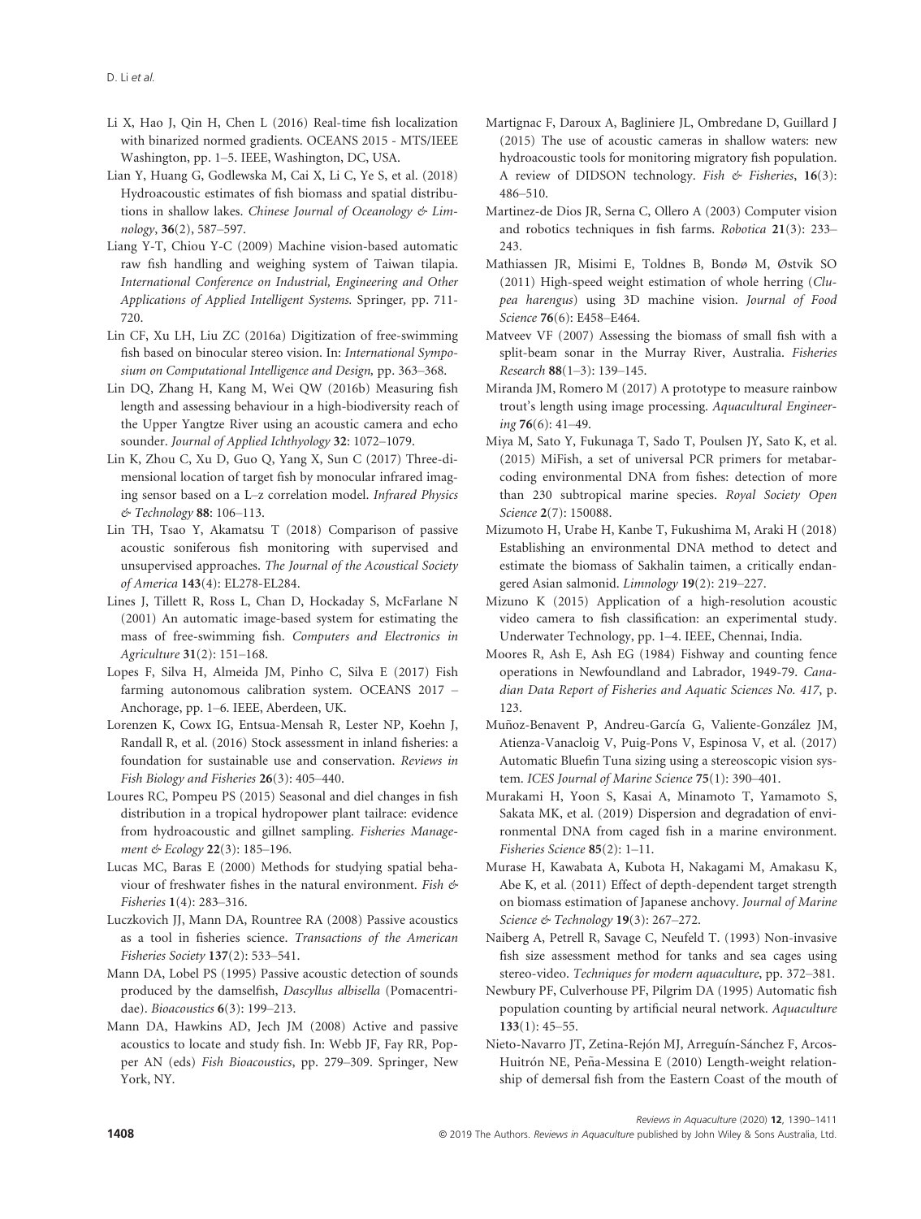Li X, Hao J, Qin H, Chen L (2016) Real-time fish localization with binarized normed gradients. OCEANS 2015 - MTS/IEEE Washington, pp. 1–5. IEEE, Washington, DC, USA.

Lian Y, Huang G, Godlewska M, Cai X, Li C, Ye S, et al. (2018) Hydroacoustic estimates of fish biomass and spatial distributions in shallow lakes. *Chinese Journal of Oceanology & Limnology*, **36**(2), 587–597.

Liang Y-T, Chiou Y-C (2009) Machine vision-based automatic raw fish handling and weighing system of Taiwan tilapia. *International Conference on Industrial, Engineering and Other Applications of Applied Intelligent Systems.* Springer, pp. 711-720.

Lin CF, Xu LH, Liu ZC (2016a) Digitization of free-swimming fish based on binocular stereo vision. In: *International Symposium on Computational Intelligence and Design*, pp. 363–368.

Lin DQ, Zhang H, Kang M, Wei QW (2016b) Measuring fish length and assessing behaviour in a high-biodiversity reach of the Upper Yangtze River using an acoustic camera and echo sounder. *Journal of Applied Ichthyology* **32**: 1072–1079.

Lin K, Zhou C, Xu D, Guo Q, Yang X, Sun C (2017) Three-dimensional location of target fish by monocular infrared imaging sensor based on a L–z correlation model. *Infrared Physics & Technology* **88**: 106–113.

Lin TH, Tsao Y, Akamatsu T (2018) Comparison of passive acoustic soniferous fish monitoring with supervised and unsupervised approaches. *The Journal of the Acoustical Society of America* **143**(4): EL278-EL284.

Lines J, Tillett R, Ross L, Chan D, Hockaday S, McFarlane N (2001) An automatic image-based system for estimating the mass of free-swimming fish. *Computers and Electronics in Agriculture* **31**(2): 151–168.

Lopes F, Silva H, Almeida JM, Pinho C, Silva E (2017) Fish farming autonomous calibration system. OCEANS 2017 – Anchorage, pp. 1–6. IEEE, Aberdeen, UK.

Lorenzen K, Cowx IG, Entsua-Mensah R, Lester NP, Koehn J, Randall R, et al. (2016) Stock assessment in inland fisheries: a foundation for sustainable use and conservation. *Reviews in Fish Biology and Fisheries* **26**(3): 405–440.

Loures RC, Pompeu PS (2015) Seasonal and diel changes in fish distribution in a tropical hydropower plant tailrace: evidence from hydroacoustic and gillnet sampling. *Fisheries Management & Ecology* **22**(3): 185–196.

Lucas MC, Baras E (2000) Methods for studying spatial behaviour of freshwater fishes in the natural environment. *Fish & Fisheries* **1**(4): 283–316.

Luczkovich JJ, Mann DA, Rountree RA (2008) Passive acoustics as a tool in fisheries science. *Transactions of the American Fisheries Society* **137**(2): 533–541.

Mann DA, Lobel PS (1995) Passive acoustic detection of sounds produced by the damselfish, *Dascyllus albisella* (Pomacentridae). *Bioacoustics* **6**(3): 199–213.

Mann DA, Hawkins AD, Jech JM (2008) Active and passive acoustics to locate and study fish. In: Webb JF, Fay RR, Popper AN (eds) *Fish Bioacoustics*, pp. 279–309. Springer, New York, NY.

Martignac F, Daroux A, Bagliniere JL, Ombredane D, Guillard J (2015) The use of acoustic cameras in shallow waters: new hydroacoustic tools for monitoring migratory fish population. A review of DIDSON technology. *Fish & Fisheries*, **16**(3): 486–510.

Martinez-de Dios JR, Serna C, Ollero A (2003) Computer vision and robotics techniques in fish farms. *Robotica* **21**(3): 233–243.

Mathiassen JR, Misimi E, Toldnes B, Bondø M, Østvik SO (2011) High-speed weight estimation of whole herring (*Clupea harengus*) using 3D machine vision. *Journal of Food Science* **76**(6): E458–E464.

Matveev VF (2007) Assessing the biomass of small fish with a split-beam sonar in the Murray River, Australia. *Fisheries Research* **88**(1–3): 139–145.

Miranda JM, Romero M (2017) A prototype to measure rainbow trout's length using image processing. *Aquacultural Engineering* **76**(6): 41–49.

Miya M, Sato Y, Fukunaga T, Sado T, Poulsen JY, Sato K, et al. (2015) MiFish, a set of universal PCR primers for metabarcoding environmental DNA from fishes: detection of more than 230 subtropical marine species. *Royal Society Open Science* **2**(7): 150088.

Mizumoto H, Urabe H, Kanbe T, Fukushima M, Araki H (2018) Establishing an environmental DNA method to detect and estimate the biomass of Sakhalin taimen, a critically endangered Asian salmonid. *Limnology* **19**(2): 219–227.

Mizuno K (2015) Application of a high-resolution acoustic video camera to fish classification: an experimental study. Underwater Technology, pp. 1–4. IEEE, Chennai, India.

Moores R, Ash E, Ash EG (1984) Fishway and counting fence operations in Newfoundland and Labrador, 1949-79. *Canadian Data Report of Fisheries and Aquatic Sciences No. 417*, p. 123.

Muñoz-Benavent P, Andreu-García G, Valiente-González JM, Atienza-Vanacloig V, Puig-Pons V, Espinosa V, et al. (2017) Automatic Bluefin Tuna sizing using a stereoscopic vision system. *ICES Journal of Marine Science* **75**(1): 390–401.

Murakami H, Yoon S, Kasai A, Minamoto T, Yamamoto S, Sakata MK, et al. (2019) Dispersion and degradation of environmental DNA from caged fish in a marine environment. *Fisheries Science* **85**(2): 1–11.

Murase H, Kawabata A, Kubota H, Nakagami M, Amakasu K, Abe K, et al. (2011) Effect of depth-dependent target strength on biomass estimation of Japanese anchovy. *Journal of Marine Science & Technology* **19**(3): 267–272.

Naiberg A, Petrell R, Savage C, Neufeld T. (1993) Non-invasive fish size assessment method for tanks and sea cages using stereo-video. *Techniques for modern aquaculture*, pp. 372–381.

Newbury PF, Culverhouse PF, Pilgrim DA (1995) Automatic fish population counting by artificial neural network. *Aquaculture* **133**(1): 45–55.

Nieto-Navarro JT, Zetina-Rejón MJ, Arreguín-Sánchez F, Arcos-Huitrón NE, Peña-Messina E (2010) Length-weight relationship of demersal fish from the Eastern Coast of the mouth of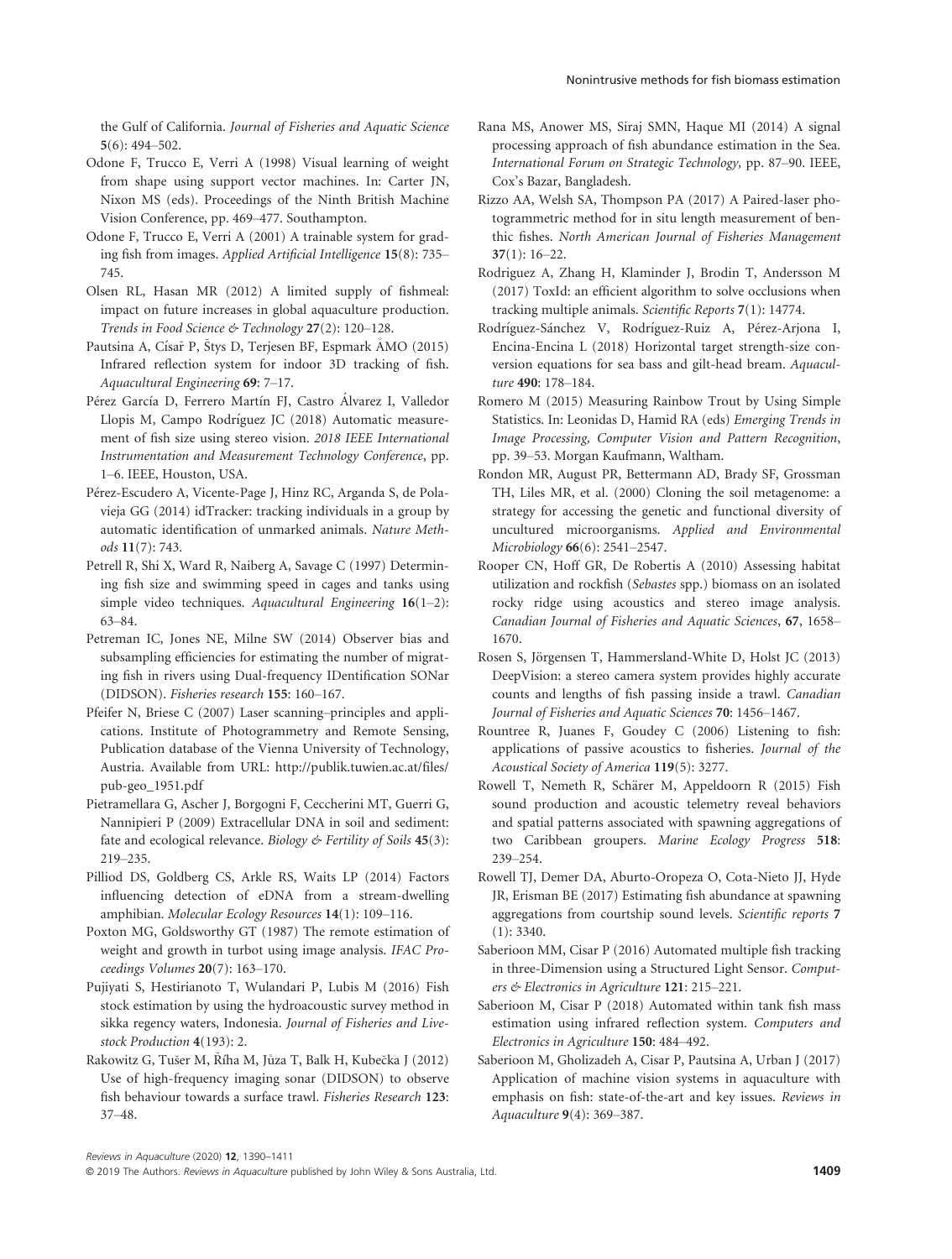the Gulf of California. *Journal of Fisheries and Aquatic Science* **5**(6): 494–502.

Odone F, Trucco E, Verri A (1998) Visual learning of weight from shape using support vector machines. In: Carter JN, Nixon MS (eds). Proceedings of the Ninth British Machine Vision Conference, pp. 469–477. Southampton.

Odone F, Trucco E, Verri A (2001) A trainable system for grading fish from images. *Applied Artificial Intelligence* **15**(8): 735–745.

Olsen RL, Hasan MR (2012) A limited supply of fishmeal: impact on future increases in global aquaculture production. *Trends in Food Science & Technology* **27**(2): 120–128.

Pautsina A, Císař P, Štys D, Terjesen BF, Espmark ÅMO (2015) Infrared reflection system for indoor 3D tracking of fish. *Aquacultural Engineering* **69**: 7–17.

Pérez García D, Ferrero Martín FJ, Castro Álvarez I, Valledor Llopis M, Campo Rodríguez JC (2018) Automatic measurement of fish size using stereo vision. *2018 IEEE International Instrumentation and Measurement Technology Conference*, pp. 1–6. IEEE, Houston, USA.

Pérez-Escudero A, Vicente-Page J, Hinz RC, Arganda S, de Polavieja GG (2014) idTracker: tracking individuals in a group by automatic identification of unmarked animals. *Nature Methods* **11**(7): 743.

Petrell R, Shi X, Ward R, Naiberg A, Savage C (1997) Determining fish size and swimming speed in cages and tanks using simple video techniques. *Aquacultural Engineering* **16**(1–2): 63–84.

Petreman IC, Jones NE, Milne SW (2014) Observer bias and subsampling efficiencies for estimating the number of migrating fish in rivers using Dual-frequency IDentification SONar (DIDSON). *Fisheries research* **155**: 160–167.

Pfeifer N, Briese C (2007) Laser scanning–principles and applications. Institute of Photogrammetry and Remote Sensing, Publication database of the Vienna University of Technology, Austria. Available from URL: http://publik.tuwien.ac.at/files/pub-geo_1951.pdf

Pietramellara G, Ascher J, Borgogni F, Ceccherini MT, Guerri G, Nannipieri P (2009) Extracellular DNA in soil and sediment: fate and ecological relevance. *Biology & Fertility of Soils* **45**(3): 219–235.

Pilliod DS, Goldberg CS, Arkle RS, Waits LP (2014) Factors influencing detection of eDNA from a stream-dwelling amphibian. *Molecular Ecology Resources* **14**(1): 109–116.

Poxton MG, Goldsworthy GT (1987) The remote estimation of weight and growth in turbot using image analysis. *IFAC Proceedings Volumes* **20**(7): 163–170.

Pujiyati S, Hestirianoto T, Wulandari P, Lubis M (2016) Fish stock estimation by using the hydroacoustic survey method in sikka regency waters, Indonesia. *Journal of Fisheries and Livestock Production* **4**(193): 2.

Rakowitz G, Tušer M, Říha M, Jůza T, Balk H, Kubečka J (2012) Use of high-frequency imaging sonar (DIDSON) to observe fish behaviour towards a surface trawl. *Fisheries Research* **123**: 37–48.

Rana MS, Anower MS, Siraj SMN, Haque MI (2014) A signal processing approach of fish abundance estimation in the Sea. *International Forum on Strategic Technology*, pp. 87–90. IEEE, Cox's Bazar, Bangladesh.

Rizzo AA, Welsh SA, Thompson PA (2017) A Paired-laser photogrammetric method for in situ length measurement of benthic fishes. *North American Journal of Fisheries Management* **37**(1): 16–22.

Rodriguez A, Zhang H, Klaminder J, Brodin T, Andersson M (2017) ToxId: an efficient algorithm to solve occlusions when tracking multiple animals. *Scientific Reports* **7**(1): 14774.

Rodríguez-Sánchez V, Rodríguez-Ruiz A, Pérez-Arjona I, Encina-Encina L (2018) Horizontal target strength-size conversion equations for sea bass and gilt-head bream. *Aquaculture* **490**: 178–184.

Romero M (2015) Measuring Rainbow Trout by Using Simple Statistics. In: Leonidas D, Hamid RA (eds) *Emerging Trends in Image Processing, Computer Vision and Pattern Recognition*, pp. 39–53. Morgan Kaufmann, Waltham.

Rondon MR, August PR, Bettermann AD, Brady SF, Grossman TH, Liles MR, et al. (2000) Cloning the soil metagenome: a strategy for accessing the genetic and functional diversity of uncultured microorganisms. *Applied and Environmental Microbiology* **66**(6): 2541–2547.

Rooper CN, Hoff GR, De Robertis A (2010) Assessing habitat utilization and rockfish (*Sebastes* spp.) biomass on an isolated rocky ridge using acoustics and stereo image analysis. *Canadian Journal of Fisheries and Aquatic Sciences*, **67**, 1658–1670.

Rosen S, Jörgensen T, Hammersland-White D, Holst JC (2013) DeepVision: a stereo camera system provides highly accurate counts and lengths of fish passing inside a trawl. *Canadian Journal of Fisheries and Aquatic Sciences* **70**: 1456–1467.

Rountree R, Juanes F, Goudey C (2006) Listening to fish: applications of passive acoustics to fisheries. *Journal of the Acoustical Society of America* **119**(5): 3277.

Rowell T, Nemeth R, Schärer M, Appeldoorn R (2015) Fish sound production and acoustic telemetry reveal behaviors and spatial patterns associated with spawning aggregations of two Caribbean groupers. *Marine Ecology Progress* **518**: 239–254.

Rowell TJ, Demer DA, Aburto-Oropeza O, Cota-Nieto JJ, Hyde JR, Erisman BE (2017) Estimating fish abundance at spawning aggregations from courtship sound levels. *Scientific reports* **7** (1): 3340.

Saberioon MM, Cisar P (2016) Automated multiple fish tracking in three-Dimension using a Structured Light Sensor. *Computers & Electronics in Agriculture* **121**: 215–221.

Saberioon M, Cisar P (2018) Automated within tank fish mass estimation using infrared reflection system. *Computers and Electronics in Agriculture* **150**: 484–492.

Saberioon M, Gholizadeh A, Cisar P, Pautsina A, Urban J (2017) Application of machine vision systems in aquaculture with emphasis on fish: state-of-the-art and key issues. *Reviews in Aquaculture* **9**(4): 369–387.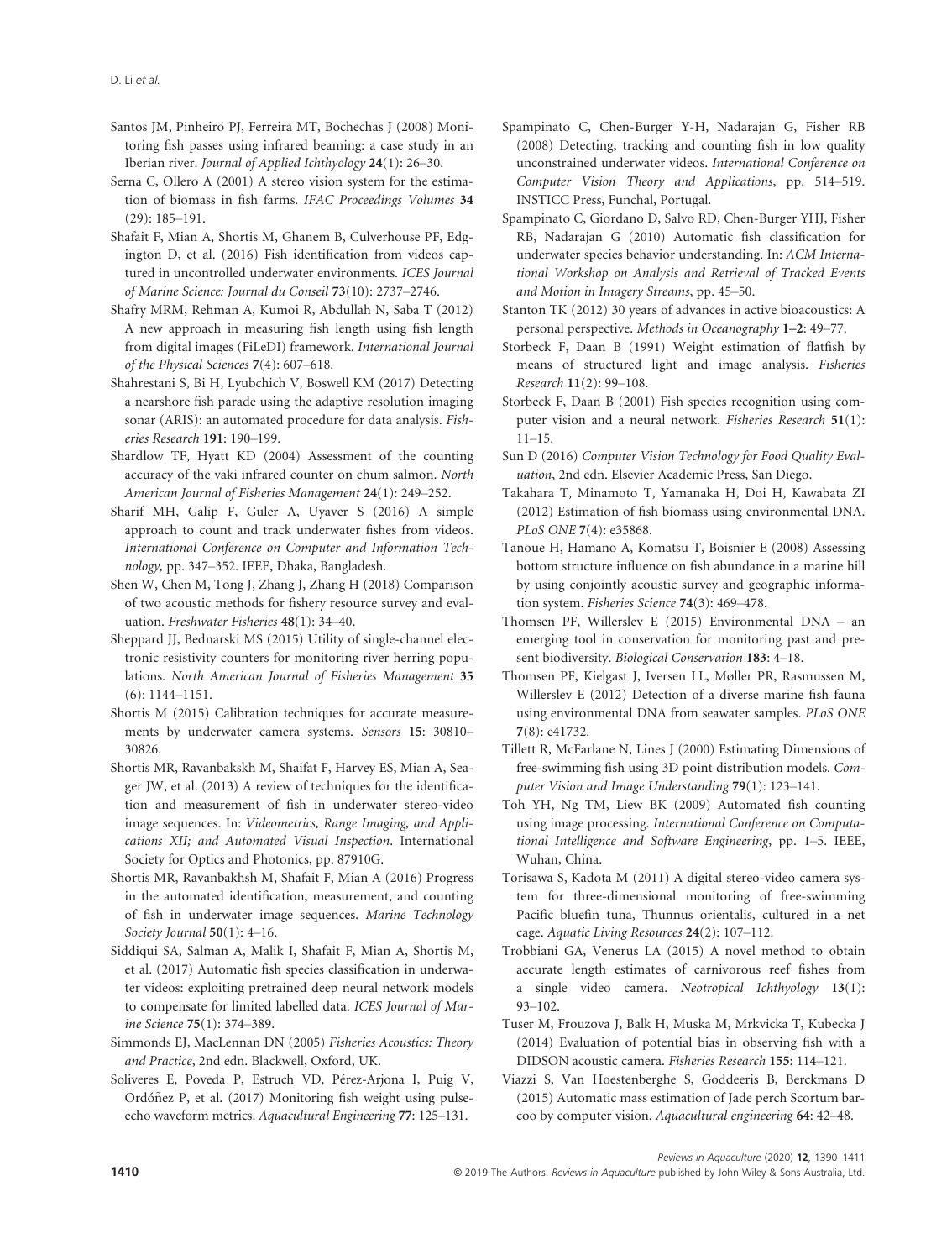Santos JM, Pinheiro PJ, Ferreira MT, Bochechas J (2008) Monitoring fish passes using infrared beaming: a case study in an Iberian river. *Journal of Applied Ichthyology* **24**(1): 26–30.

Serna C, Ollero A (2001) A stereo vision system for the estimation of biomass in fish farms. *IFAC Proceedings Volumes* **34** (29): 185–191.

Shafait F, Mian A, Shortis M, Ghanem B, Culverhouse PF, Edgington D, et al. (2016) Fish identification from videos captured in uncontrolled underwater environments. *ICES Journal of Marine Science: Journal du Conseil* **73**(10): 2737–2746.

Shafry MRM, Rehman A, Kumoi R, Abdullah N, Saba T (2012) A new approach in measuring fish length using fish length from digital images (FiLeDI) framework. *International Journal of the Physical Sciences* **7**(4): 607–618.

Shahrestani S, Bi H, Lyubchich V, Boswell KM (2017) Detecting a nearshore fish parade using the adaptive resolution imaging sonar (ARIS): an automated procedure for data analysis. *Fisheries Research* **191**: 190–199.

Shardlow TF, Hyatt KD (2004) Assessment of the counting accuracy of the vaki infrared counter on chum salmon. *North American Journal of Fisheries Management* **24**(1): 249–252.

Sharif MH, Galip F, Guler A, Uyaver S (2016) A simple approach to count and track underwater fishes from videos. *International Conference on Computer and Information Technology,* pp. 347–352. IEEE, Dhaka, Bangladesh.

Shen W, Chen M, Tong J, Zhang J, Zhang H (2018) Comparison of two acoustic methods for fishery resource survey and evaluation. *Freshwater Fisheries* **48**(1): 34–40.

Sheppard JJ, Bednarski MS (2015) Utility of single-channel electronic resistivity counters for monitoring river herring populations. *North American Journal of Fisheries Management* **35** (6): 1144–1151.

Shortis M (2015) Calibration techniques for accurate measurements by underwater camera systems. *Sensors* **15**: 30810–30826.

Shortis MR, Ravanbakskh M, Shaifat F, Harvey ES, Mian A, Seager JW, et al. (2013) A review of techniques for the identification and measurement of fish in underwater stereo-video image sequences. In: *Videometrics, Range Imaging, and Applications XII; and Automated Visual Inspection*. International Society for Optics and Photonics, pp. 87910G.

Shortis MR, Ravanbakhsh M, Shafait F, Mian A (2016) Progress in the automated identification, measurement, and counting of fish in underwater image sequences. *Marine Technology Society Journal* **50**(1): 4–16.

Siddiqui SA, Salman A, Malik I, Shafait F, Mian A, Shortis M, et al. (2017) Automatic fish species classification in underwater videos: exploiting pretrained deep neural network models to compensate for limited labelled data. *ICES Journal of Marine Science* **75**(1): 374–389.

Simmonds EJ, MacLennan DN (2005) *Fisheries Acoustics: Theory and Practice*, 2nd edn. Blackwell, Oxford, UK.

Soliveres E, Poveda P, Estruch VD, Pérez-Arjona I, Puig V, Ordóñez P, et al. (2017) Monitoring fish weight using pulse-echo waveform metrics. *Aquacultural Engineering* **77**: 125–131.

Spampinato C, Chen-Burger Y-H, Nadarajan G, Fisher RB (2008) Detecting, tracking and counting fish in low quality unconstrained underwater videos. *International Conference on Computer Vision Theory and Applications*, pp. 514–519. INSTICC Press, Funchal, Portugal.

Spampinato C, Giordano D, Salvo RD, Chen-Burger YHJ, Fisher RB, Nadarajan G (2010) Automatic fish classification for underwater species behavior understanding. In: *ACM International Workshop on Analysis and Retrieval of Tracked Events and Motion in Imagery Streams*, pp. 45–50.

Stanton TK (2012) 30 years of advances in active bioacoustics: A personal perspective. *Methods in Oceanography* **1–2**: 49–77.

Storbeck F, Daan B (1991) Weight estimation of flatfish by means of structured light and image analysis. *Fisheries Research* **11**(2): 99–108.

Storbeck F, Daan B (2001) Fish species recognition using computer vision and a neural network. *Fisheries Research* **51**(1): 11–15.

Sun D (2016) *Computer Vision Technology for Food Quality Evaluation*, 2nd edn. Elsevier Academic Press, San Diego.

Takahara T, Minamoto T, Yamanaka H, Doi H, Kawabata ZI (2012) Estimation of fish biomass using environmental DNA. *PLoS ONE* **7**(4): e35868.

Tanoue H, Hamano A, Komatsu T, Boisnier E (2008) Assessing bottom structure influence on fish abundance in a marine hill by using conjointly acoustic survey and geographic information system. *Fisheries Science* **74**(3): 469–478.

Thomsen PF, Willerslev E (2015) Environmental DNA – an emerging tool in conservation for monitoring past and present biodiversity. *Biological Conservation* **183**: 4–18.

Thomsen PF, Kielgast J, Iversen LL, Møller PR, Rasmussen M, Willerslev E (2012) Detection of a diverse marine fish fauna using environmental DNA from seawater samples. *PLoS ONE* **7**(8): e41732.

Tillett R, McFarlane N, Lines J (2000) Estimating Dimensions of free-swimming fish using 3D point distribution models. *Computer Vision and Image Understanding* **79**(1): 123–141.

Toh YH, Ng TM, Liew BK (2009) Automated fish counting using image processing. *International Conference on Computational Intelligence and Software Engineering*, pp. 1–5. IEEE, Wuhan, China.

Torisawa S, Kadota M (2011) A digital stereo-video camera system for three-dimensional monitoring of free-swimming Pacific bluefin tuna, Thunnus orientalis, cultured in a net cage. *Aquatic Living Resources* **24**(2): 107–112.

Trobbiani GA, Venerus LA (2015) A novel method to obtain accurate length estimates of carnivorous reef fishes from a single video camera. *Neotropical Ichthyology* **13**(1): 93–102.

Tuser M, Frouzova J, Balk H, Muska M, Mrkvicka T, Kubecka J (2014) Evaluation of potential bias in observing fish with a DIDSON acoustic camera. *Fisheries Research* **155**: 114–121.

Viazzi S, Van Hoestenberghe S, Goddeeris B, Berckmans D (2015) Automatic mass estimation of Jade perch Scortum barcoo by computer vision. *Aquacultural engineering* **64**: 42–48.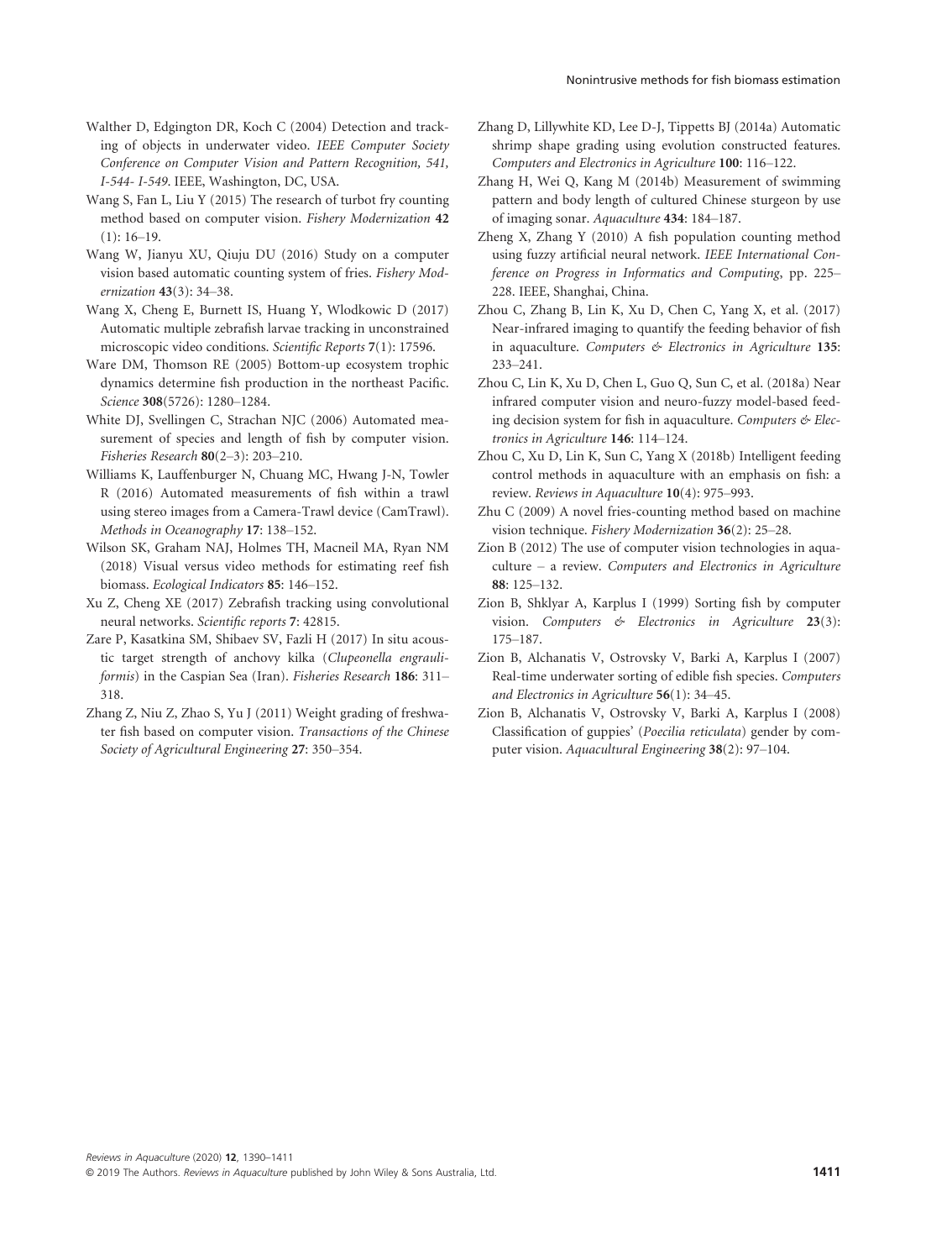Walther D, Edgington DR, Koch C (2004) Detection and tracking of objects in underwater video. *IEEE Computer Society Conference on Computer Vision and Pattern Recognition, 541, I-544- I-549*. IEEE, Washington, DC, USA.

Wang S, Fan L, Liu Y (2015) The research of turbot fry counting method based on computer vision. *Fishery Modernization* **42** (1): 16–19.

Wang W, Jianyu XU, Qiuju DU (2016) Study on a computer vision based automatic counting system of fries. *Fishery Modernization* **43**(3): 34–38.

Wang X, Cheng E, Burnett IS, Huang Y, Wlodkowic D (2017) Automatic multiple zebrafish larvae tracking in unconstrained microscopic video conditions. *Scientific Reports* **7**(1): 17596.

Ware DM, Thomson RE (2005) Bottom-up ecosystem trophic dynamics determine fish production in the northeast Pacific. *Science* **308**(5726): 1280–1284.

White DJ, Svellingen C, Strachan NJC (2006) Automated measurement of species and length of fish by computer vision. *Fisheries Research* **80**(2–3): 203–210.

Williams K, Lauffenburger N, Chuang MC, Hwang J-N, Towler R (2016) Automated measurements of fish within a trawl using stereo images from a Camera-Trawl device (CamTrawl). *Methods in Oceanography* **17**: 138–152.

Wilson SK, Graham NAJ, Holmes TH, Macneil MA, Ryan NM (2018) Visual versus video methods for estimating reef fish biomass. *Ecological Indicators* **85**: 146–152.

Xu Z, Cheng XE (2017) Zebrafish tracking using convolutional neural networks. *Scientific reports* **7**: 42815.

Zare P, Kasatkina SM, Shibaev SV, Fazli H (2017) In situ acoustic target strength of anchovy kilka (*Clupeonella engrauliformis*) in the Caspian Sea (Iran). *Fisheries Research* **186**: 311–318.

Zhang Z, Niu Z, Zhao S, Yu J (2011) Weight grading of freshwater fish based on computer vision. *Transactions of the Chinese Society of Agricultural Engineering* **27**: 350–354.

Zhang D, Lillywhite KD, Lee D-J, Tippetts BJ (2014a) Automatic shrimp shape grading using evolution constructed features. *Computers and Electronics in Agriculture* **100**: 116–122.

Zhang H, Wei Q, Kang M (2014b) Measurement of swimming pattern and body length of cultured Chinese sturgeon by use of imaging sonar. *Aquaculture* **434**: 184–187.

Zheng X, Zhang Y (2010) A fish population counting method using fuzzy artificial neural network. *IEEE International Conference on Progress in Informatics and Computing*, pp. 225–228. IEEE, Shanghai, China.

Zhou C, Zhang B, Lin K, Xu D, Chen C, Yang X, et al. (2017) Near-infrared imaging to quantify the feeding behavior of fish in aquaculture. *Computers & Electronics in Agriculture* **135**: 233–241.

Zhou C, Lin K, Xu D, Chen L, Guo Q, Sun C, et al. (2018a) Near infrared computer vision and neuro-fuzzy model-based feeding decision system for fish in aquaculture. *Computers & Electronics in Agriculture* **146**: 114–124.

Zhou C, Xu D, Lin K, Sun C, Yang X (2018b) Intelligent feeding control methods in aquaculture with an emphasis on fish: a review. *Reviews in Aquaculture* **10**(4): 975–993.

Zhu C (2009) A novel fries-counting method based on machine vision technique. *Fishery Modernization* **36**(2): 25–28.

Zion B (2012) The use of computer vision technologies in aquaculture – a review. *Computers and Electronics in Agriculture* **88**: 125–132.

Zion B, Shklyar A, Karplus I (1999) Sorting fish by computer vision. *Computers & Electronics in Agriculture* **23**(3): 175–187.

Zion B, Alchanatis V, Ostrovsky V, Barki A, Karplus I (2007) Real-time underwater sorting of edible fish species. *Computers and Electronics in Agriculture* **56**(1): 34–45.

Zion B, Alchanatis V, Ostrovsky V, Barki A, Karplus I (2008) Classification of guppies' (*Poecilia reticulata*) gender by computer vision. *Aquacultural Engineering* **38**(2): 97–104.